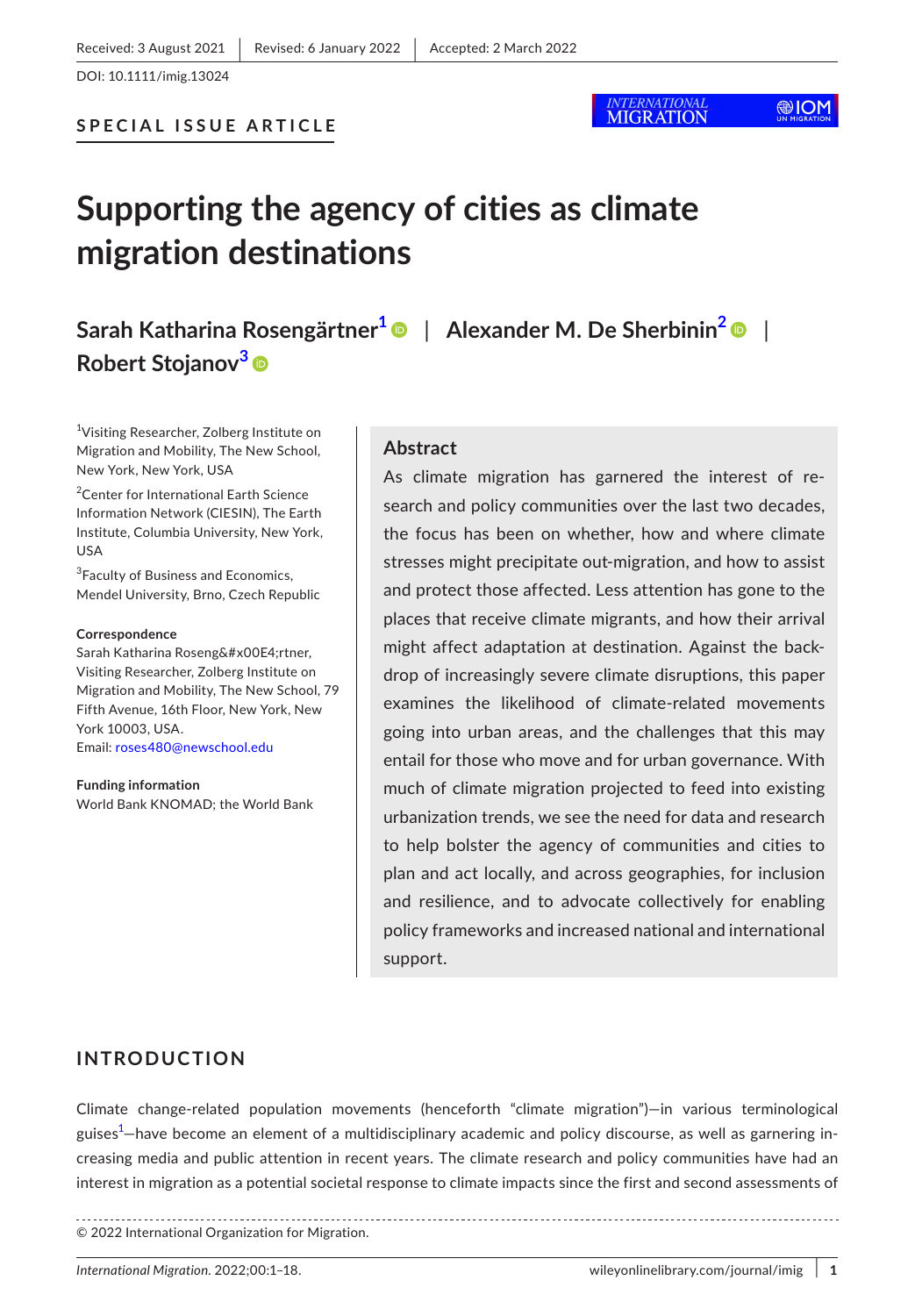Received: 3 August 2021 | Revised: 6 January 2022 | Accepted: 2 March 2022

DOI: 10.1111/imig.13024

**SPECIAL ISSUE ARTICLE**

# Supporting the agency of cities as climate migration destinations

**Sarah Katharina Rosengärtner**[1] | **Alexander M. De Sherbinin**[2] | **Robert Stojanov**[3]

[1]Visiting Researcher, Zolberg Institute on Migration and Mobility, The New School, New York, New York, USA

[2]Center for International Earth Science Information Network (CIESIN), The Earth Institute, Columbia University, New York, USA

[3]Faculty of Business and Economics, Mendel University, Brno, Czech Republic

**Correspondence**
Sarah Katharina Roseng&#x00E4;rtner, Visiting Researcher, Zolberg Institute on Migration and Mobility, The New School, 79 Fifth Avenue, 16th Floor, New York, New York 10003, USA.
Email: roses480@newschool.edu

**Funding information**
World Bank KNOMAD; the World Bank

## Abstract

As climate migration has garnered the interest of research and policy communities over the last two decades, the focus has been on whether, how and where climate stresses might precipitate out-migration, and how to assist and protect those affected. Less attention has gone to the places that receive climate migrants, and how their arrival might affect adaptation at destination. Against the backdrop of increasingly severe climate disruptions, this paper examines the likelihood of climate-related movements going into urban areas, and the challenges that this may entail for those who move and for urban governance. With much of climate migration projected to feed into existing urbanization trends, we see the need for data and research to help bolster the agency of communities and cities to plan and act locally, and across geographies, for inclusion and resilience, and to advocate collectively for enabling policy frameworks and increased national and international support.

## INTRODUCTION

Climate change-related population movements (henceforth "climate migration")—in various terminological guises[1]—have become an element of a multidisciplinary academic and policy discourse, as well as garnering increasing media and public attention in recent years. The climate research and policy communities have had an interest in migration as a potential societal response to climate impacts since the first and second assessments of

© 2022 International Organization for Migration.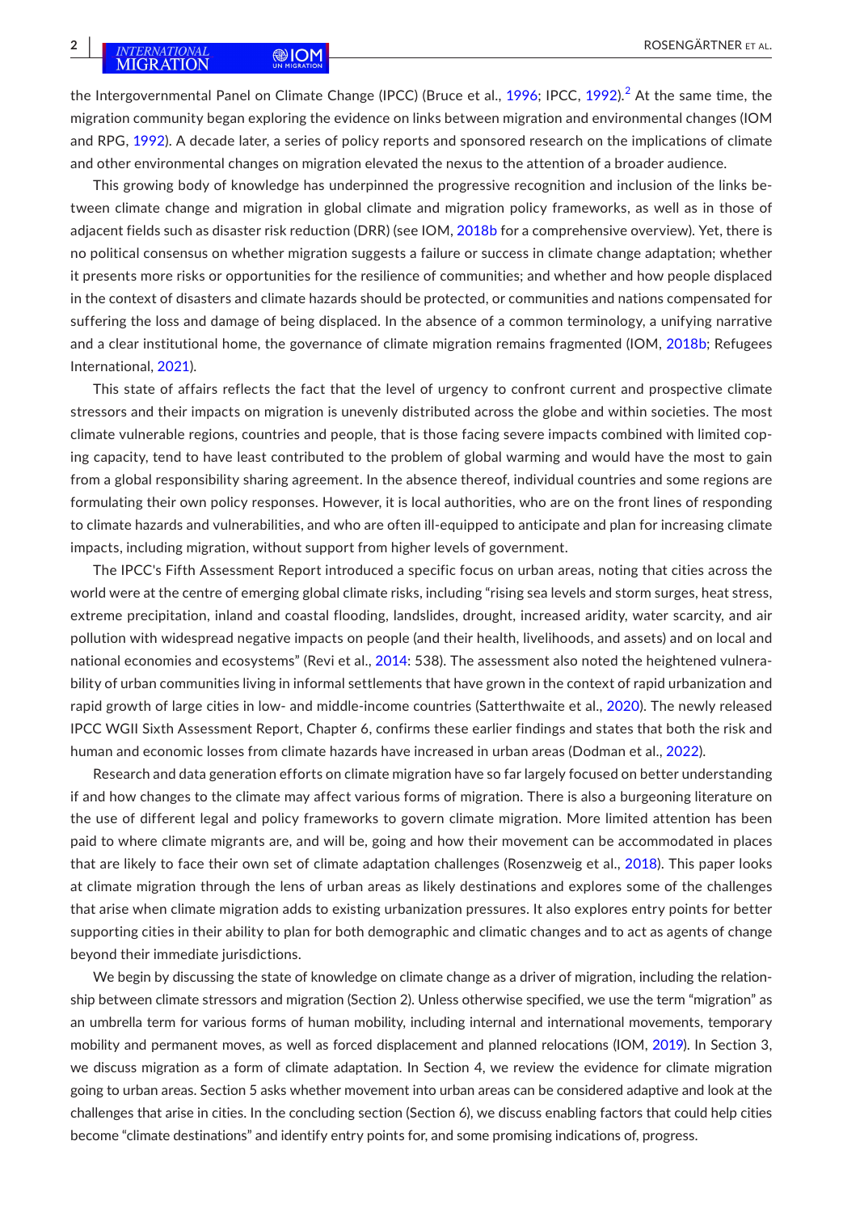the Intergovernmental Panel on Climate Change (IPCC) (Bruce et al., 1996; IPCC, 1992).[2] At the same time, the migration community began exploring the evidence on links between migration and environmental changes (IOM and RPG, 1992). A decade later, a series of policy reports and sponsored research on the implications of climate and other environmental changes on migration elevated the nexus to the attention of a broader audience.

This growing body of knowledge has underpinned the progressive recognition and inclusion of the links between climate change and migration in global climate and migration policy frameworks, as well as in those of adjacent fields such as disaster risk reduction (DRR) (see IOM, 2018b for a comprehensive overview). Yet, there is no political consensus on whether migration suggests a failure or success in climate change adaptation; whether it presents more risks or opportunities for the resilience of communities; and whether and how people displaced in the context of disasters and climate hazards should be protected, or communities and nations compensated for suffering the loss and damage of being displaced. In the absence of a common terminology, a unifying narrative and a clear institutional home, the governance of climate migration remains fragmented (IOM, 2018b; Refugees International, 2021).

This state of affairs reflects the fact that the level of urgency to confront current and prospective climate stressors and their impacts on migration is unevenly distributed across the globe and within societies. The most climate vulnerable regions, countries and people, that is those facing severe impacts combined with limited coping capacity, tend to have least contributed to the problem of global warming and would have the most to gain from a global responsibility sharing agreement. In the absence thereof, individual countries and some regions are formulating their own policy responses. However, it is local authorities, who are on the front lines of responding to climate hazards and vulnerabilities, and who are often ill-equipped to anticipate and plan for increasing climate impacts, including migration, without support from higher levels of government.

The IPCC's Fifth Assessment Report introduced a specific focus on urban areas, noting that cities across the world were at the centre of emerging global climate risks, including "rising sea levels and storm surges, heat stress, extreme precipitation, inland and coastal flooding, landslides, drought, increased aridity, water scarcity, and air pollution with widespread negative impacts on people (and their health, livelihoods, and assets) and on local and national economies and ecosystems" (Revi et al., 2014: 538). The assessment also noted the heightened vulnerability of urban communities living in informal settlements that have grown in the context of rapid urbanization and rapid growth of large cities in low- and middle-income countries (Satterthwaite et al., 2020). The newly released IPCC WGII Sixth Assessment Report, Chapter 6, confirms these earlier findings and states that both the risk and human and economic losses from climate hazards have increased in urban areas (Dodman et al., 2022).

Research and data generation efforts on climate migration have so far largely focused on better understanding if and how changes to the climate may affect various forms of migration. There is also a burgeoning literature on the use of different legal and policy frameworks to govern climate migration. More limited attention has been paid to where climate migrants are, and will be, going and how their movement can be accommodated in places that are likely to face their own set of climate adaptation challenges (Rosenzweig et al., 2018). This paper looks at climate migration through the lens of urban areas as likely destinations and explores some of the challenges that arise when climate migration adds to existing urbanization pressures. It also explores entry points for better supporting cities in their ability to plan for both demographic and climatic changes and to act as agents of change beyond their immediate jurisdictions.

We begin by discussing the state of knowledge on climate change as a driver of migration, including the relationship between climate stressors and migration (Section 2). Unless otherwise specified, we use the term "migration" as an umbrella term for various forms of human mobility, including internal and international movements, temporary mobility and permanent moves, as well as forced displacement and planned relocations (IOM, 2019). In Section 3, we discuss migration as a form of climate adaptation. In Section 4, we review the evidence for climate migration going to urban areas. Section 5 asks whether movement into urban areas can be considered adaptive and look at the challenges that arise in cities. In the concluding section (Section 6), we discuss enabling factors that could help cities become "climate destinations" and identify entry points for, and some promising indications of, progress.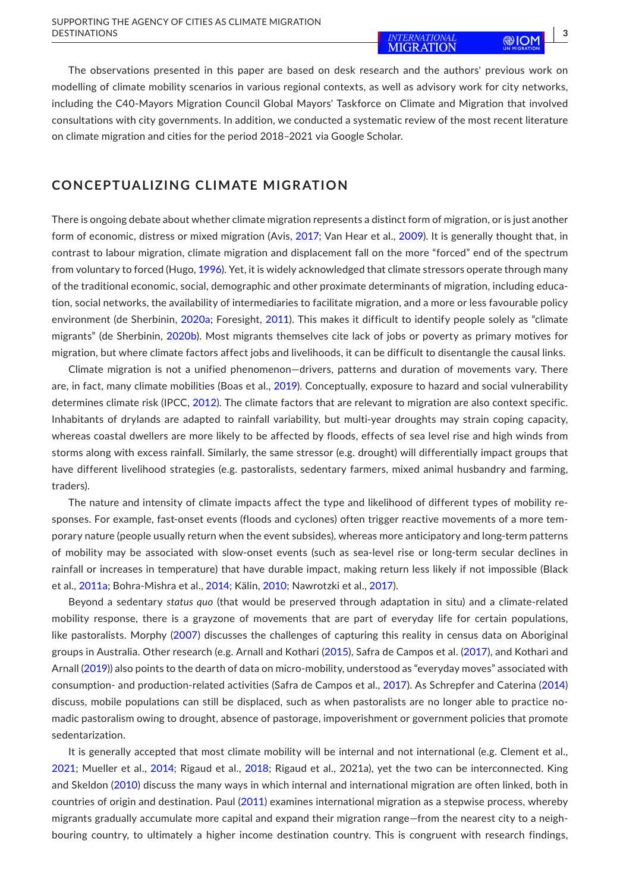The observations presented in this paper are based on desk research and the authors' previous work on modelling of climate mobility scenarios in various regional contexts, as well as advisory work for city networks, including the C40-Mayors Migration Council Global Mayors' Taskforce on Climate and Migration that involved consultations with city governments. In addition, we conducted a systematic review of the most recent literature on climate migration and cities for the period 2018–2021 via Google Scholar.

## CONCEPTUALIZING CLIMATE MIGRATION

There is ongoing debate about whether climate migration represents a distinct form of migration, or is just another form of economic, distress or mixed migration (Avis, 2017; Van Hear et al., 2009). It is generally thought that, in contrast to labour migration, climate migration and displacement fall on the more "forced" end of the spectrum from voluntary to forced (Hugo, 1996). Yet, it is widely acknowledged that climate stressors operate through many of the traditional economic, social, demographic and other proximate determinants of migration, including education, social networks, the availability of intermediaries to facilitate migration, and a more or less favourable policy environment (de Sherbinin, 2020a; Foresight, 2011). This makes it difficult to identify people solely as "climate migrants" (de Sherbinin, 2020b). Most migrants themselves cite lack of jobs or poverty as primary motives for migration, but where climate factors affect jobs and livelihoods, it can be difficult to disentangle the causal links.

Climate migration is not a unified phenomenon—drivers, patterns and duration of movements vary. There are, in fact, many climate mobilities (Boas et al., 2019). Conceptually, exposure to hazard and social vulnerability determines climate risk (IPCC, 2012). The climate factors that are relevant to migration are also context specific. Inhabitants of drylands are adapted to rainfall variability, but multi-year droughts may strain coping capacity, whereas coastal dwellers are more likely to be affected by floods, effects of sea level rise and high winds from storms along with excess rainfall. Similarly, the same stressor (e.g. drought) will differentially impact groups that have different livelihood strategies (e.g. pastoralists, sedentary farmers, mixed animal husbandry and farming, traders).

The nature and intensity of climate impacts affect the type and likelihood of different types of mobility responses. For example, fast-onset events (floods and cyclones) often trigger reactive movements of a more temporary nature (people usually return when the event subsides), whereas more anticipatory and long-term patterns of mobility may be associated with slow-onset events (such as sea-level rise or long-term secular declines in rainfall or increases in temperature) that have durable impact, making return less likely if not impossible (Black et al., 2011a; Bohra-Mishra et al., 2014; Kälin, 2010; Nawrotzki et al., 2017).

Beyond a sedentary *status quo* (that would be preserved through adaptation in situ) and a climate-related mobility response, there is a grayzone of movements that are part of everyday life for certain populations, like pastoralists. Morphy (2007) discusses the challenges of capturing this reality in census data on Aboriginal groups in Australia. Other research (e.g. Arnall and Kothari (2015), Safra de Campos et al. (2017), and Kothari and Arnall (2019)) also points to the dearth of data on micro-mobility, understood as "everyday moves" associated with consumption- and production-related activities (Safra de Campos et al., 2017). As Schrepfer and Caterina (2014) discuss, mobile populations can still be displaced, such as when pastoralists are no longer able to practice nomadic pastoralism owing to drought, absence of pastorage, impoverishment or government policies that promote sedentarization.

It is generally accepted that most climate mobility will be internal and not international (e.g. Clement et al., 2021; Mueller et al., 2014; Rigaud et al., 2018; Rigaud et al., 2021a), yet the two can be interconnected. King and Skeldon (2010) discuss the many ways in which internal and international migration are often linked, both in countries of origin and destination. Paul (2011) examines international migration as a stepwise process, whereby migrants gradually accumulate more capital and expand their migration range—from the nearest city to a neighbouring country, to ultimately a higher income destination country. This is congruent with research findings,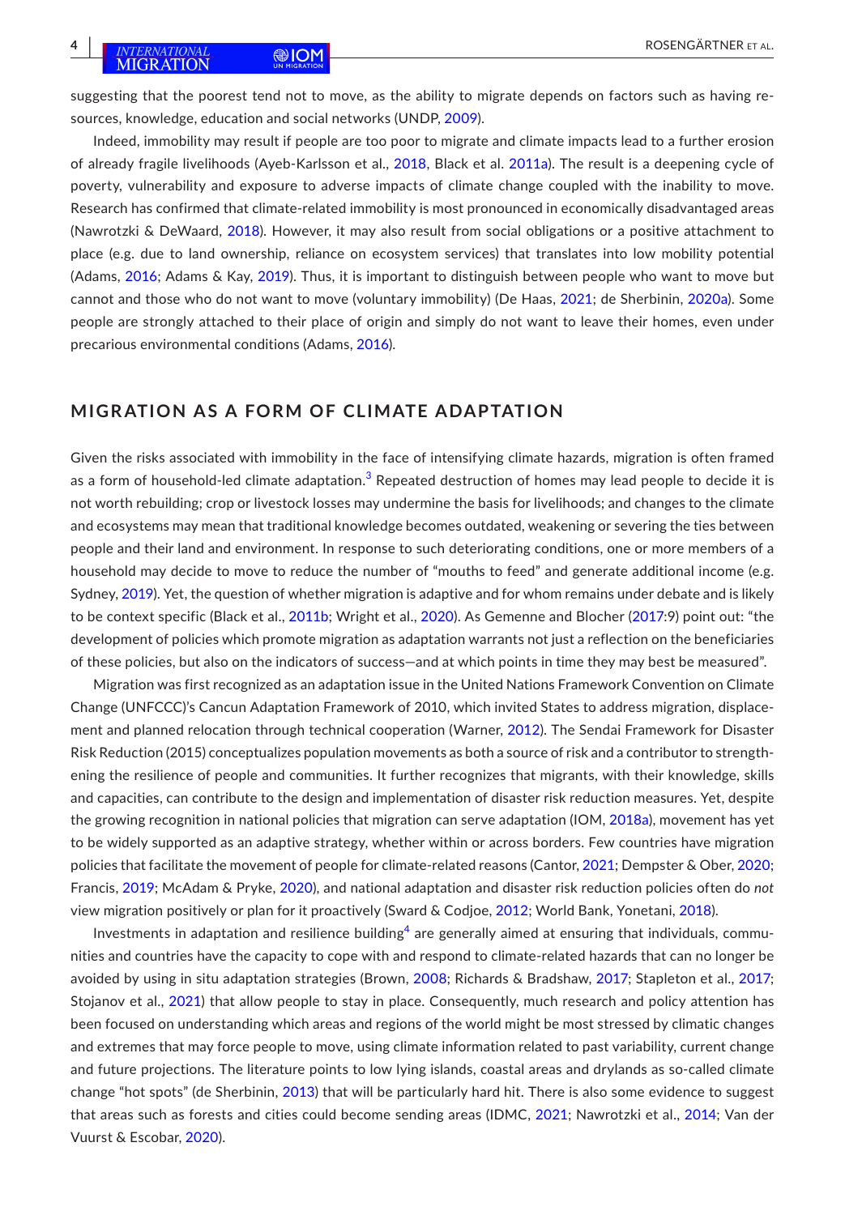suggesting that the poorest tend not to move, as the ability to migrate depends on factors such as having resources, knowledge, education and social networks (UNDP, 2009).

Indeed, immobility may result if people are too poor to migrate and climate impacts lead to a further erosion of already fragile livelihoods (Ayeb-Karlsson et al., 2018, Black et al. 2011a). The result is a deepening cycle of poverty, vulnerability and exposure to adverse impacts of climate change coupled with the inability to move. Research has confirmed that climate-related immobility is most pronounced in economically disadvantaged areas (Nawrotzki & DeWaard, 2018). However, it may also result from social obligations or a positive attachment to place (e.g. due to land ownership, reliance on ecosystem services) that translates into low mobility potential (Adams, 2016; Adams & Kay, 2019). Thus, it is important to distinguish between people who want to move but cannot and those who do not want to move (voluntary immobility) (De Haas, 2021; de Sherbinin, 2020a). Some people are strongly attached to their place of origin and simply do not want to leave their homes, even under precarious environmental conditions (Adams, 2016).

## MIGRATION AS A FORM OF CLIMATE ADAPTATION

Given the risks associated with immobility in the face of intensifying climate hazards, migration is often framed as a form of household-led climate adaptation.[3] Repeated destruction of homes may lead people to decide it is not worth rebuilding; crop or livestock losses may undermine the basis for livelihoods; and changes to the climate and ecosystems may mean that traditional knowledge becomes outdated, weakening or severing the ties between people and their land and environment. In response to such deteriorating conditions, one or more members of a household may decide to move to reduce the number of "mouths to feed" and generate additional income (e.g. Sydney, 2019). Yet, the question of whether migration is adaptive and for whom remains under debate and is likely to be context specific (Black et al., 2011b; Wright et al., 2020). As Gemenne and Blocher (2017:9) point out: "the development of policies which promote migration as adaptation warrants not just a reflection on the beneficiaries of these policies, but also on the indicators of success—and at which points in time they may best be measured".

Migration was first recognized as an adaptation issue in the United Nations Framework Convention on Climate Change (UNFCCC)'s Cancun Adaptation Framework of 2010, which invited States to address migration, displacement and planned relocation through technical cooperation (Warner, 2012). The Sendai Framework for Disaster Risk Reduction (2015) conceptualizes population movements as both a source of risk and a contributor to strengthening the resilience of people and communities. It further recognizes that migrants, with their knowledge, skills and capacities, can contribute to the design and implementation of disaster risk reduction measures. Yet, despite the growing recognition in national policies that migration can serve adaptation (IOM, 2018a), movement has yet to be widely supported as an adaptive strategy, whether within or across borders. Few countries have migration policies that facilitate the movement of people for climate-related reasons (Cantor, 2021; Dempster & Ober, 2020; Francis, 2019; McAdam & Pryke, 2020), and national adaptation and disaster risk reduction policies often do *not* view migration positively or plan for it proactively (Sward & Codjoe, 2012; World Bank, Yonetani, 2018).

Investments in adaptation and resilience building[4] are generally aimed at ensuring that individuals, communities and countries have the capacity to cope with and respond to climate-related hazards that can no longer be avoided by using in situ adaptation strategies (Brown, 2008; Richards & Bradshaw, 2017; Stapleton et al., 2017; Stojanov et al., 2021) that allow people to stay in place. Consequently, much research and policy attention has been focused on understanding which areas and regions of the world might be most stressed by climatic changes and extremes that may force people to move, using climate information related to past variability, current change and future projections. The literature points to low lying islands, coastal areas and drylands as so-called climate change "hot spots" (de Sherbinin, 2013) that will be particularly hard hit. There is also some evidence to suggest that areas such as forests and cities could become sending areas (IDMC, 2021; Nawrotzki et al., 2014; Van der Vuurst & Escobar, 2020).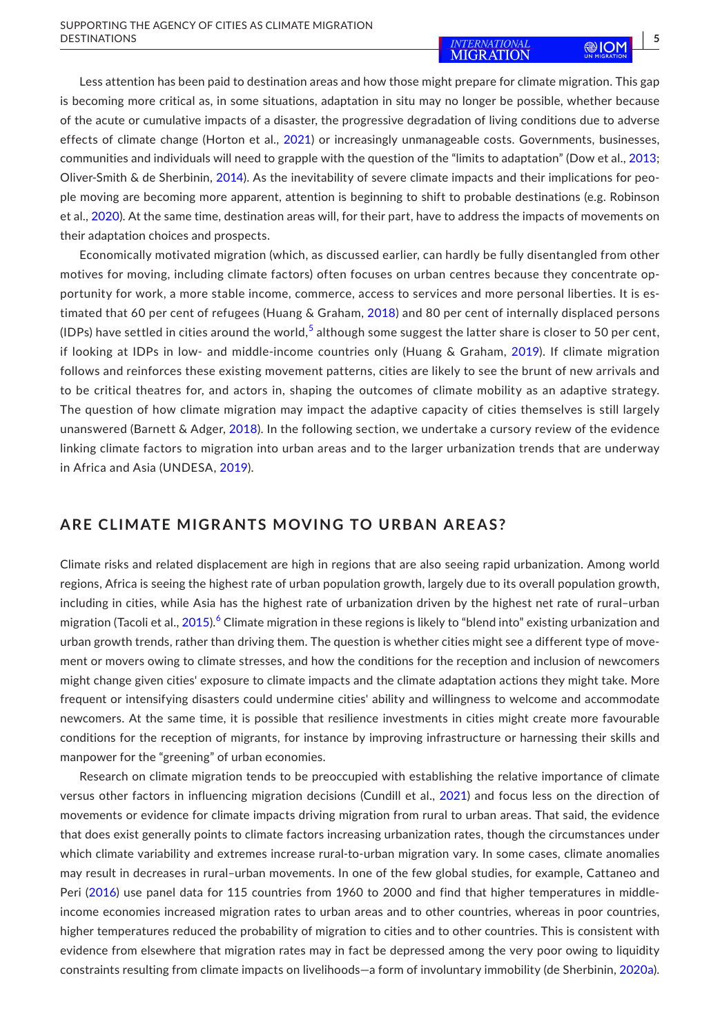Less attention has been paid to destination areas and how those might prepare for climate migration. This gap is becoming more critical as, in some situations, adaptation in situ may no longer be possible, whether because of the acute or cumulative impacts of a disaster, the progressive degradation of living conditions due to adverse effects of climate change (Horton et al., 2021) or increasingly unmanageable costs. Governments, businesses, communities and individuals will need to grapple with the question of the "limits to adaptation" (Dow et al., 2013; Oliver-Smith & de Sherbinin, 2014). As the inevitability of severe climate impacts and their implications for people moving are becoming more apparent, attention is beginning to shift to probable destinations (e.g. Robinson et al., 2020). At the same time, destination areas will, for their part, have to address the impacts of movements on their adaptation choices and prospects.

Economically motivated migration (which, as discussed earlier, can hardly be fully disentangled from other motives for moving, including climate factors) often focuses on urban centres because they concentrate opportunity for work, a more stable income, commerce, access to services and more personal liberties. It is estimated that 60 per cent of refugees (Huang & Graham, 2018) and 80 per cent of internally displaced persons (IDPs) have settled in cities around the world,[5] although some suggest the latter share is closer to 50 per cent, if looking at IDPs in low- and middle-income countries only (Huang & Graham, 2019). If climate migration follows and reinforces these existing movement patterns, cities are likely to see the brunt of new arrivals and to be critical theatres for, and actors in, shaping the outcomes of climate mobility as an adaptive strategy. The question of how climate migration may impact the adaptive capacity of cities themselves is still largely unanswered (Barnett & Adger, 2018). In the following section, we undertake a cursory review of the evidence linking climate factors to migration into urban areas and to the larger urbanization trends that are underway in Africa and Asia (UNDESA, 2019).

## ARE CLIMATE MIGRANTS MOVING TO URBAN AREAS?

Climate risks and related displacement are high in regions that are also seeing rapid urbanization. Among world regions, Africa is seeing the highest rate of urban population growth, largely due to its overall population growth, including in cities, while Asia has the highest rate of urbanization driven by the highest net rate of rural–urban migration (Tacoli et al., 2015).[6] Climate migration in these regions is likely to "blend into" existing urbanization and urban growth trends, rather than driving them. The question is whether cities might see a different type of movement or movers owing to climate stresses, and how the conditions for the reception and inclusion of newcomers might change given cities' exposure to climate impacts and the climate adaptation actions they might take. More frequent or intensifying disasters could undermine cities' ability and willingness to welcome and accommodate newcomers. At the same time, it is possible that resilience investments in cities might create more favourable conditions for the reception of migrants, for instance by improving infrastructure or harnessing their skills and manpower for the "greening" of urban economies.

Research on climate migration tends to be preoccupied with establishing the relative importance of climate versus other factors in influencing migration decisions (Cundill et al., 2021) and focus less on the direction of movements or evidence for climate impacts driving migration from rural to urban areas. That said, the evidence that does exist generally points to climate factors increasing urbanization rates, though the circumstances under which climate variability and extremes increase rural-to-urban migration vary. In some cases, climate anomalies may result in decreases in rural–urban movements. In one of the few global studies, for example, Cattaneo and Peri (2016) use panel data for 115 countries from 1960 to 2000 and find that higher temperatures in middle-income economies increased migration rates to urban areas and to other countries, whereas in poor countries, higher temperatures reduced the probability of migration to cities and to other countries. This is consistent with evidence from elsewhere that migration rates may in fact be depressed among the very poor owing to liquidity constraints resulting from climate impacts on livelihoods—a form of involuntary immobility (de Sherbinin, 2020a).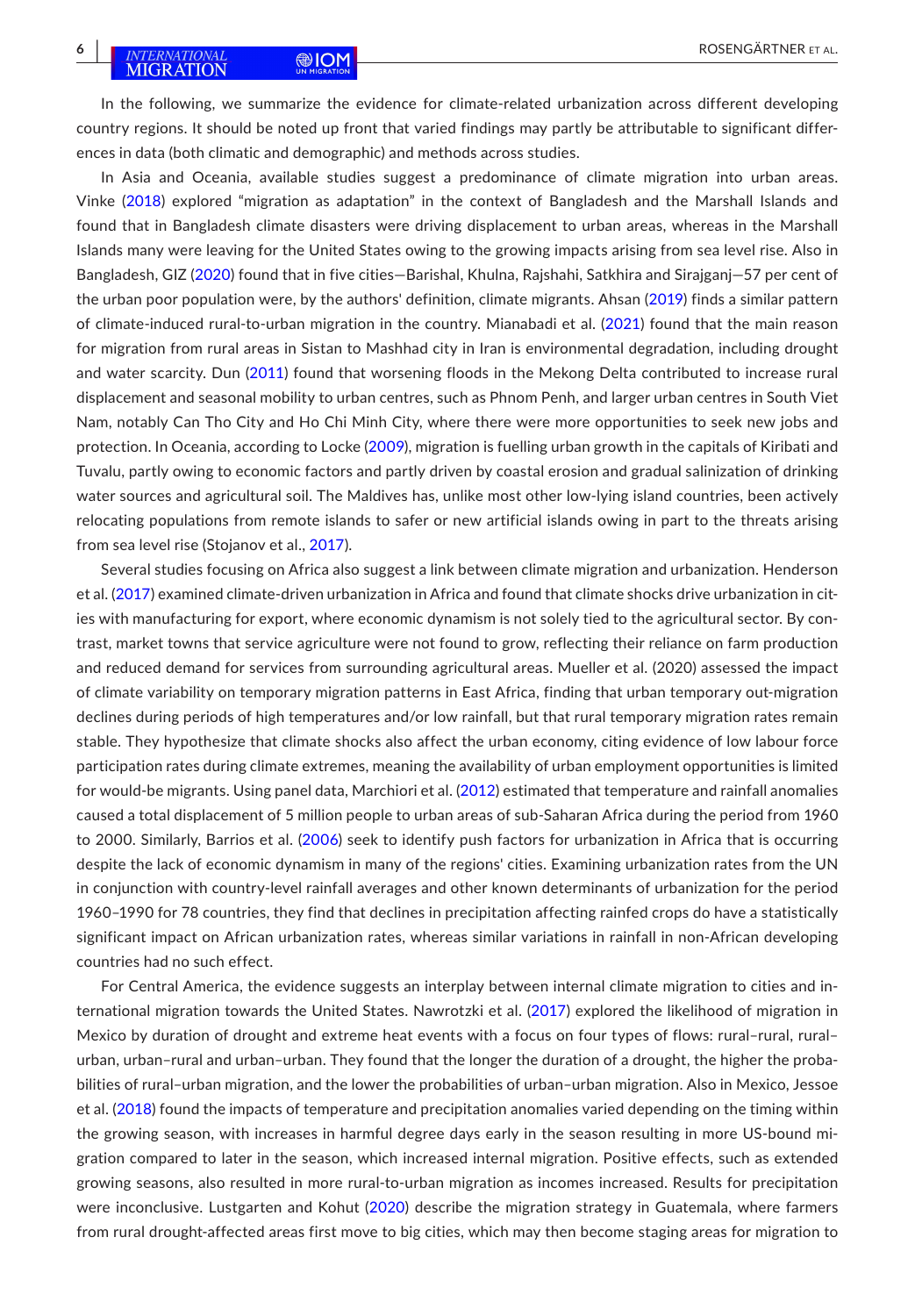In the following, we summarize the evidence for climate-related urbanization across different developing country regions. It should be noted up front that varied findings may partly be attributable to significant differences in data (both climatic and demographic) and methods across studies.

In Asia and Oceania, available studies suggest a predominance of climate migration into urban areas. Vinke (2018) explored "migration as adaptation" in the context of Bangladesh and the Marshall Islands and found that in Bangladesh climate disasters were driving displacement to urban areas, whereas in the Marshall Islands many were leaving for the United States owing to the growing impacts arising from sea level rise. Also in Bangladesh, GIZ (2020) found that in five cities—Barishal, Khulna, Rajshahi, Satkhira and Sirajganj—57 per cent of the urban poor population were, by the authors' definition, climate migrants. Ahsan (2019) finds a similar pattern of climate-induced rural-to-urban migration in the country. Mianabadi et al. (2021) found that the main reason for migration from rural areas in Sistan to Mashhad city in Iran is environmental degradation, including drought and water scarcity. Dun (2011) found that worsening floods in the Mekong Delta contributed to increase rural displacement and seasonal mobility to urban centres, such as Phnom Penh, and larger urban centres in South Viet Nam, notably Can Tho City and Ho Chi Minh City, where there were more opportunities to seek new jobs and protection. In Oceania, according to Locke (2009), migration is fuelling urban growth in the capitals of Kiribati and Tuvalu, partly owing to economic factors and partly driven by coastal erosion and gradual salinization of drinking water sources and agricultural soil. The Maldives has, unlike most other low-lying island countries, been actively relocating populations from remote islands to safer or new artificial islands owing in part to the threats arising from sea level rise (Stojanov et al., 2017).

Several studies focusing on Africa also suggest a link between climate migration and urbanization. Henderson et al. (2017) examined climate-driven urbanization in Africa and found that climate shocks drive urbanization in cities with manufacturing for export, where economic dynamism is not solely tied to the agricultural sector. By contrast, market towns that service agriculture were not found to grow, reflecting their reliance on farm production and reduced demand for services from surrounding agricultural areas. Mueller et al. (2020) assessed the impact of climate variability on temporary migration patterns in East Africa, finding that urban temporary out-migration declines during periods of high temperatures and/or low rainfall, but that rural temporary migration rates remain stable. They hypothesize that climate shocks also affect the urban economy, citing evidence of low labour force participation rates during climate extremes, meaning the availability of urban employment opportunities is limited for would-be migrants. Using panel data, Marchiori et al. (2012) estimated that temperature and rainfall anomalies caused a total displacement of 5 million people to urban areas of sub-Saharan Africa during the period from 1960 to 2000. Similarly, Barrios et al. (2006) seek to identify push factors for urbanization in Africa that is occurring despite the lack of economic dynamism in many of the regions' cities. Examining urbanization rates from the UN in conjunction with country-level rainfall averages and other known determinants of urbanization for the period 1960–1990 for 78 countries, they find that declines in precipitation affecting rainfed crops do have a statistically significant impact on African urbanization rates, whereas similar variations in rainfall in non-African developing countries had no such effect.

For Central America, the evidence suggests an interplay between internal climate migration to cities and international migration towards the United States. Nawrotzki et al. (2017) explored the likelihood of migration in Mexico by duration of drought and extreme heat events with a focus on four types of flows: rural–rural, rural–urban, urban–rural and urban–urban. They found that the longer the duration of a drought, the higher the probabilities of rural–urban migration, and the lower the probabilities of urban–urban migration. Also in Mexico, Jessoe et al. (2018) found the impacts of temperature and precipitation anomalies varied depending on the timing within the growing season, with increases in harmful degree days early in the season resulting in more US-bound migration compared to later in the season, which increased internal migration. Positive effects, such as extended growing seasons, also resulted in more rural-to-urban migration as incomes increased. Results for precipitation were inconclusive. Lustgarten and Kohut (2020) describe the migration strategy in Guatemala, where farmers from rural drought-affected areas first move to big cities, which may then become staging areas for migration to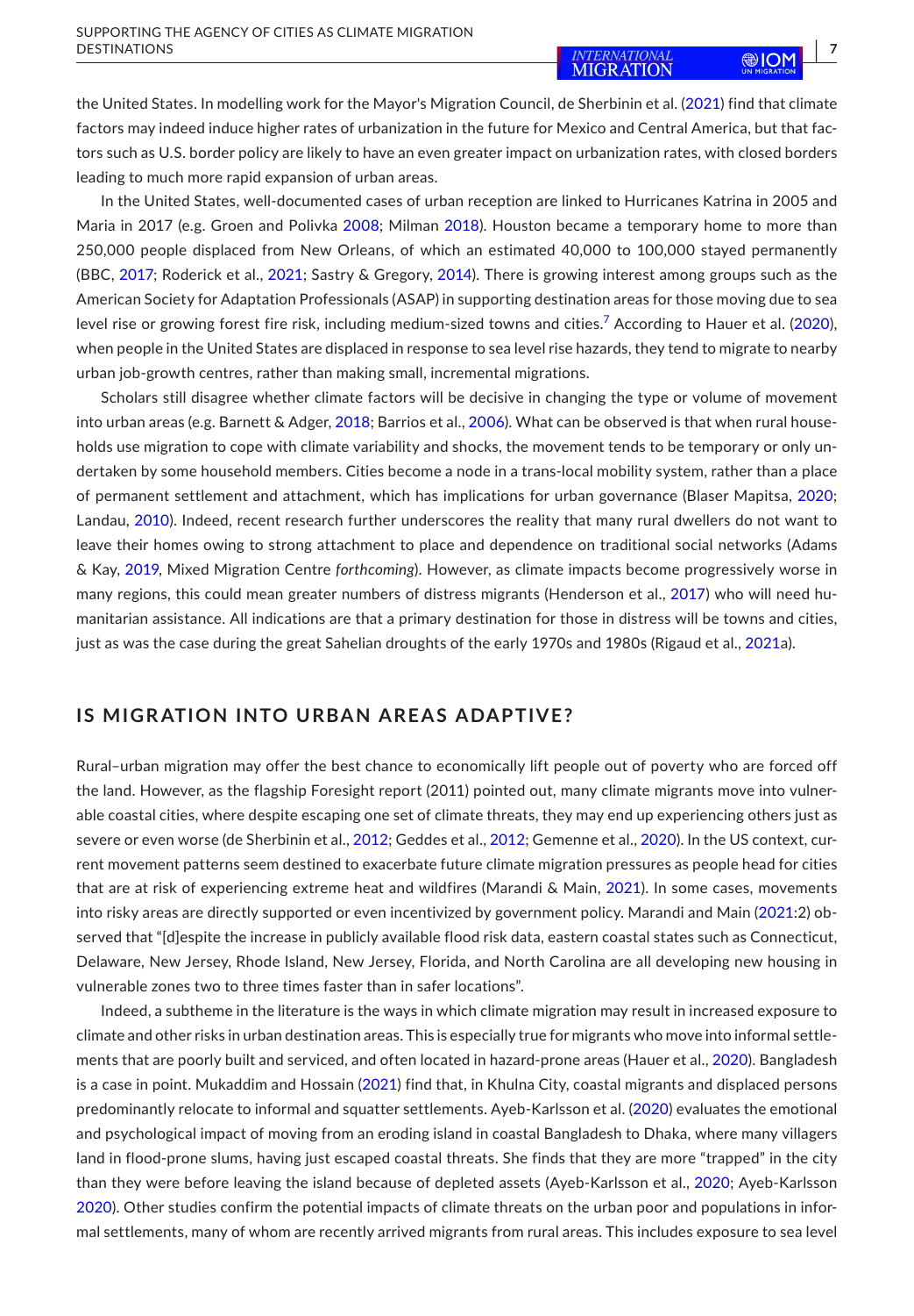the United States. In modelling work for the Mayor's Migration Council, de Sherbinin et al. (2021) find that climate factors may indeed induce higher rates of urbanization in the future for Mexico and Central America, but that factors such as U.S. border policy are likely to have an even greater impact on urbanization rates, with closed borders leading to much more rapid expansion of urban areas.

In the United States, well-documented cases of urban reception are linked to Hurricanes Katrina in 2005 and Maria in 2017 (e.g. Groen and Polivka 2008; Milman 2018). Houston became a temporary home to more than 250,000 people displaced from New Orleans, of which an estimated 40,000 to 100,000 stayed permanently (BBC, 2017; Roderick et al., 2021; Sastry & Gregory, 2014). There is growing interest among groups such as the American Society for Adaptation Professionals (ASAP) in supporting destination areas for those moving due to sea level rise or growing forest fire risk, including medium-sized towns and cities.[7] According to Hauer et al. (2020), when people in the United States are displaced in response to sea level rise hazards, they tend to migrate to nearby urban job-growth centres, rather than making small, incremental migrations.

Scholars still disagree whether climate factors will be decisive in changing the type or volume of movement into urban areas (e.g. Barnett & Adger, 2018; Barrios et al., 2006). What can be observed is that when rural households use migration to cope with climate variability and shocks, the movement tends to be temporary or only undertaken by some household members. Cities become a node in a trans-local mobility system, rather than a place of permanent settlement and attachment, which has implications for urban governance (Blaser Mapitsa, 2020; Landau, 2010). Indeed, recent research further underscores the reality that many rural dwellers do not want to leave their homes owing to strong attachment to place and dependence on traditional social networks (Adams & Kay, 2019, Mixed Migration Centre *forthcoming*). However, as climate impacts become progressively worse in many regions, this could mean greater numbers of distress migrants (Henderson et al., 2017) who will need humanitarian assistance. All indications are that a primary destination for those in distress will be towns and cities, just as was the case during the great Sahelian droughts of the early 1970s and 1980s (Rigaud et al., 2021a).

## IS MIGRATION INTO URBAN AREAS ADAPTIVE?

Rural–urban migration may offer the best chance to economically lift people out of poverty who are forced off the land. However, as the flagship Foresight report (2011) pointed out, many climate migrants move into vulnerable coastal cities, where despite escaping one set of climate threats, they may end up experiencing others just as severe or even worse (de Sherbinin et al., 2012; Geddes et al., 2012; Gemenne et al., 2020). In the US context, current movement patterns seem destined to exacerbate future climate migration pressures as people head for cities that are at risk of experiencing extreme heat and wildfires (Marandi & Main, 2021). In some cases, movements into risky areas are directly supported or even incentivized by government policy. Marandi and Main (2021:2) observed that "[d]espite the increase in publicly available flood risk data, eastern coastal states such as Connecticut, Delaware, New Jersey, Rhode Island, New Jersey, Florida, and North Carolina are all developing new housing in vulnerable zones two to three times faster than in safer locations".

Indeed, a subtheme in the literature is the ways in which climate migration may result in increased exposure to climate and other risks in urban destination areas. This is especially true for migrants who move into informal settlements that are poorly built and serviced, and often located in hazard-prone areas (Hauer et al., 2020). Bangladesh is a case in point. Mukaddim and Hossain (2021) find that, in Khulna City, coastal migrants and displaced persons predominantly relocate to informal and squatter settlements. Ayeb-Karlsson et al. (2020) evaluates the emotional and psychological impact of moving from an eroding island in coastal Bangladesh to Dhaka, where many villagers land in flood-prone slums, having just escaped coastal threats. She finds that they are more "trapped" in the city than they were before leaving the island because of depleted assets (Ayeb-Karlsson et al., 2020; Ayeb-Karlsson 2020). Other studies confirm the potential impacts of climate threats on the urban poor and populations in informal settlements, many of whom are recently arrived migrants from rural areas. This includes exposure to sea level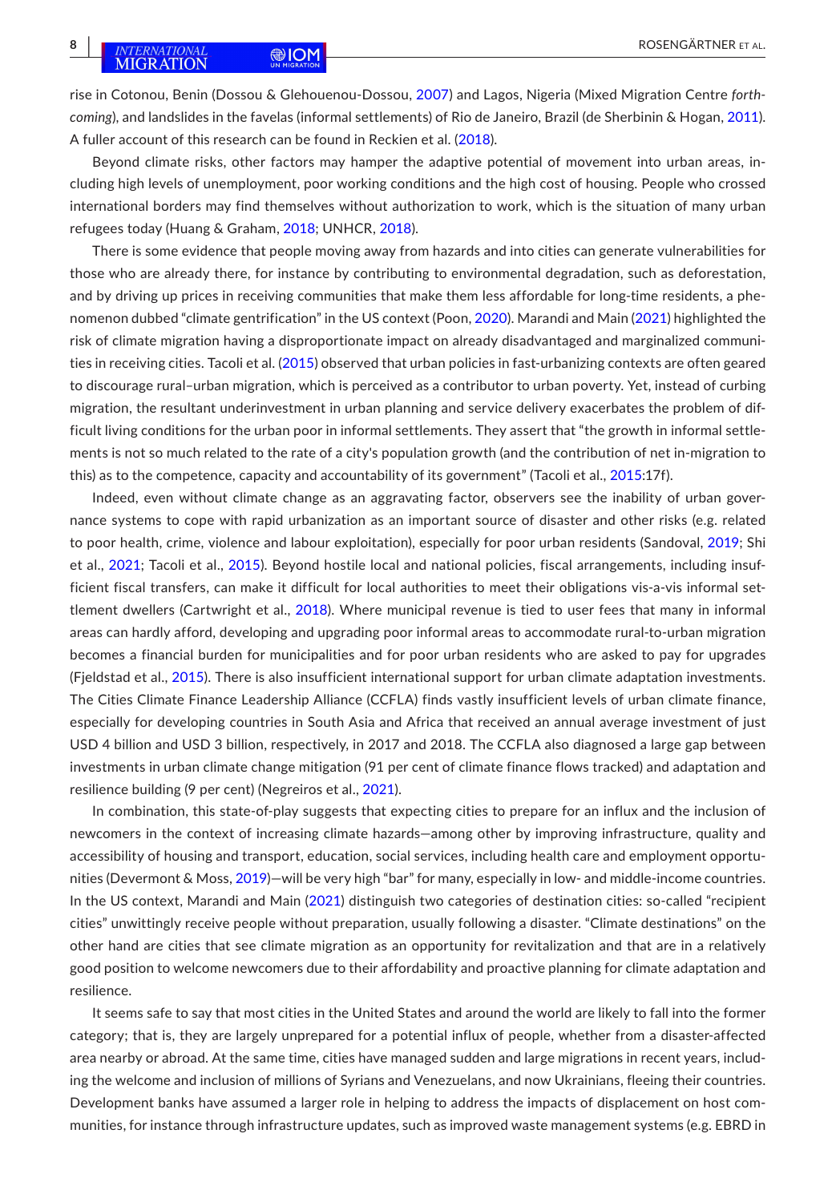rise in Cotonou, Benin (Dossou & Glehouenou-Dossou, 2007) and Lagos, Nigeria (Mixed Migration Centre *forthcoming*), and landslides in the favelas (informal settlements) of Rio de Janeiro, Brazil (de Sherbinin & Hogan, 2011). A fuller account of this research can be found in Reckien et al. (2018).

Beyond climate risks, other factors may hamper the adaptive potential of movement into urban areas, including high levels of unemployment, poor working conditions and the high cost of housing. People who crossed international borders may find themselves without authorization to work, which is the situation of many urban refugees today (Huang & Graham, 2018; UNHCR, 2018).

There is some evidence that people moving away from hazards and into cities can generate vulnerabilities for those who are already there, for instance by contributing to environmental degradation, such as deforestation, and by driving up prices in receiving communities that make them less affordable for long-time residents, a phenomenon dubbed "climate gentrification" in the US context (Poon, 2020). Marandi and Main (2021) highlighted the risk of climate migration having a disproportionate impact on already disadvantaged and marginalized communities in receiving cities. Tacoli et al. (2015) observed that urban policies in fast-urbanizing contexts are often geared to discourage rural–urban migration, which is perceived as a contributor to urban poverty. Yet, instead of curbing migration, the resultant underinvestment in urban planning and service delivery exacerbates the problem of difficult living conditions for the urban poor in informal settlements. They assert that "the growth in informal settlements is not so much related to the rate of a city's population growth (and the contribution of net in-migration to this) as to the competence, capacity and accountability of its government" (Tacoli et al., 2015:17f).

Indeed, even without climate change as an aggravating factor, observers see the inability of urban governance systems to cope with rapid urbanization as an important source of disaster and other risks (e.g. related to poor health, crime, violence and labour exploitation), especially for poor urban residents (Sandoval, 2019; Shi et al., 2021; Tacoli et al., 2015). Beyond hostile local and national policies, fiscal arrangements, including insufficient fiscal transfers, can make it difficult for local authorities to meet their obligations vis-a-vis informal settlement dwellers (Cartwright et al., 2018). Where municipal revenue is tied to user fees that many in informal areas can hardly afford, developing and upgrading poor informal areas to accommodate rural-to-urban migration becomes a financial burden for municipalities and for poor urban residents who are asked to pay for upgrades (Fjeldstad et al., 2015). There is also insufficient international support for urban climate adaptation investments. The Cities Climate Finance Leadership Alliance (CCFLA) finds vastly insufficient levels of urban climate finance, especially for developing countries in South Asia and Africa that received an annual average investment of just USD 4 billion and USD 3 billion, respectively, in 2017 and 2018. The CCFLA also diagnosed a large gap between investments in urban climate change mitigation (91 per cent of climate finance flows tracked) and adaptation and resilience building (9 per cent) (Negreiros et al., 2021).

In combination, this state-of-play suggests that expecting cities to prepare for an influx and the inclusion of newcomers in the context of increasing climate hazards—among other by improving infrastructure, quality and accessibility of housing and transport, education, social services, including health care and employment opportunities (Devermont & Moss, 2019)—will be very high "bar" for many, especially in low- and middle-income countries. In the US context, Marandi and Main (2021) distinguish two categories of destination cities: so-called "recipient cities" unwittingly receive people without preparation, usually following a disaster. "Climate destinations" on the other hand are cities that see climate migration as an opportunity for revitalization and that are in a relatively good position to welcome newcomers due to their affordability and proactive planning for climate adaptation and resilience.

It seems safe to say that most cities in the United States and around the world are likely to fall into the former category; that is, they are largely unprepared for a potential influx of people, whether from a disaster-affected area nearby or abroad. At the same time, cities have managed sudden and large migrations in recent years, including the welcome and inclusion of millions of Syrians and Venezuelans, and now Ukrainians, fleeing their countries. Development banks have assumed a larger role in helping to address the impacts of displacement on host communities, for instance through infrastructure updates, such as improved waste management systems (e.g. EBRD in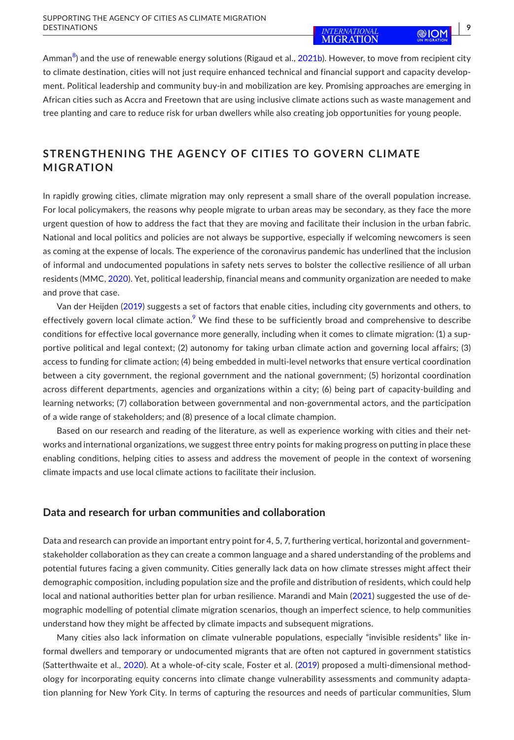Amman[8]) and the use of renewable energy solutions (Rigaud et al., 2021b). However, to move from recipient city to climate destination, cities will not just require enhanced technical and financial support and capacity development. Political leadership and community buy-in and mobilization are key. Promising approaches are emerging in African cities such as Accra and Freetown that are using inclusive climate actions such as waste management and tree planting and care to reduce risk for urban dwellers while also creating job opportunities for young people.

## STRENGTHENING THE AGENCY OF CITIES TO GOVERN CLIMATE MIGRATION

In rapidly growing cities, climate migration may only represent a small share of the overall population increase. For local policymakers, the reasons why people migrate to urban areas may be secondary, as they face the more urgent question of how to address the fact that they are moving and facilitate their inclusion in the urban fabric. National and local politics and policies are not always be supportive, especially if welcoming newcomers is seen as coming at the expense of locals. The experience of the coronavirus pandemic has underlined that the inclusion of informal and undocumented populations in safety nets serves to bolster the collective resilience of all urban residents (MMC, 2020). Yet, political leadership, financial means and community organization are needed to make and prove that case.

Van der Heijden (2019) suggests a set of factors that enable cities, including city governments and others, to effectively govern local climate action.[9] We find these to be sufficiently broad and comprehensive to describe conditions for effective local governance more generally, including when it comes to climate migration: (1) a supportive political and legal context; (2) autonomy for taking urban climate action and governing local affairs; (3) access to funding for climate action; (4) being embedded in multi-level networks that ensure vertical coordination between a city government, the regional government and the national government; (5) horizontal coordination across different departments, agencies and organizations within a city; (6) being part of capacity-building and learning networks; (7) collaboration between governmental and non-governmental actors, and the participation of a wide range of stakeholders; and (8) presence of a local climate champion.

Based on our research and reading of the literature, as well as experience working with cities and their networks and international organizations, we suggest three entry points for making progress on putting in place these enabling conditions, helping cities to assess and address the movement of people in the context of worsening climate impacts and use local climate actions to facilitate their inclusion.

### Data and research for urban communities and collaboration

Data and research can provide an important entry point for 4, 5, 7, furthering vertical, horizontal and government–stakeholder collaboration as they can create a common language and a shared understanding of the problems and potential futures facing a given community. Cities generally lack data on how climate stresses might affect their demographic composition, including population size and the profile and distribution of residents, which could help local and national authorities better plan for urban resilience. Marandi and Main (2021) suggested the use of demographic modelling of potential climate migration scenarios, though an imperfect science, to help communities understand how they might be affected by climate impacts and subsequent migrations.

Many cities also lack information on climate vulnerable populations, especially "invisible residents" like informal dwellers and temporary or undocumented migrants that are often not captured in government statistics (Satterthwaite et al., 2020). At a whole-of-city scale, Foster et al. (2019) proposed a multi-dimensional methodology for incorporating equity concerns into climate change vulnerability assessments and community adaptation planning for New York City. In terms of capturing the resources and needs of particular communities, Slum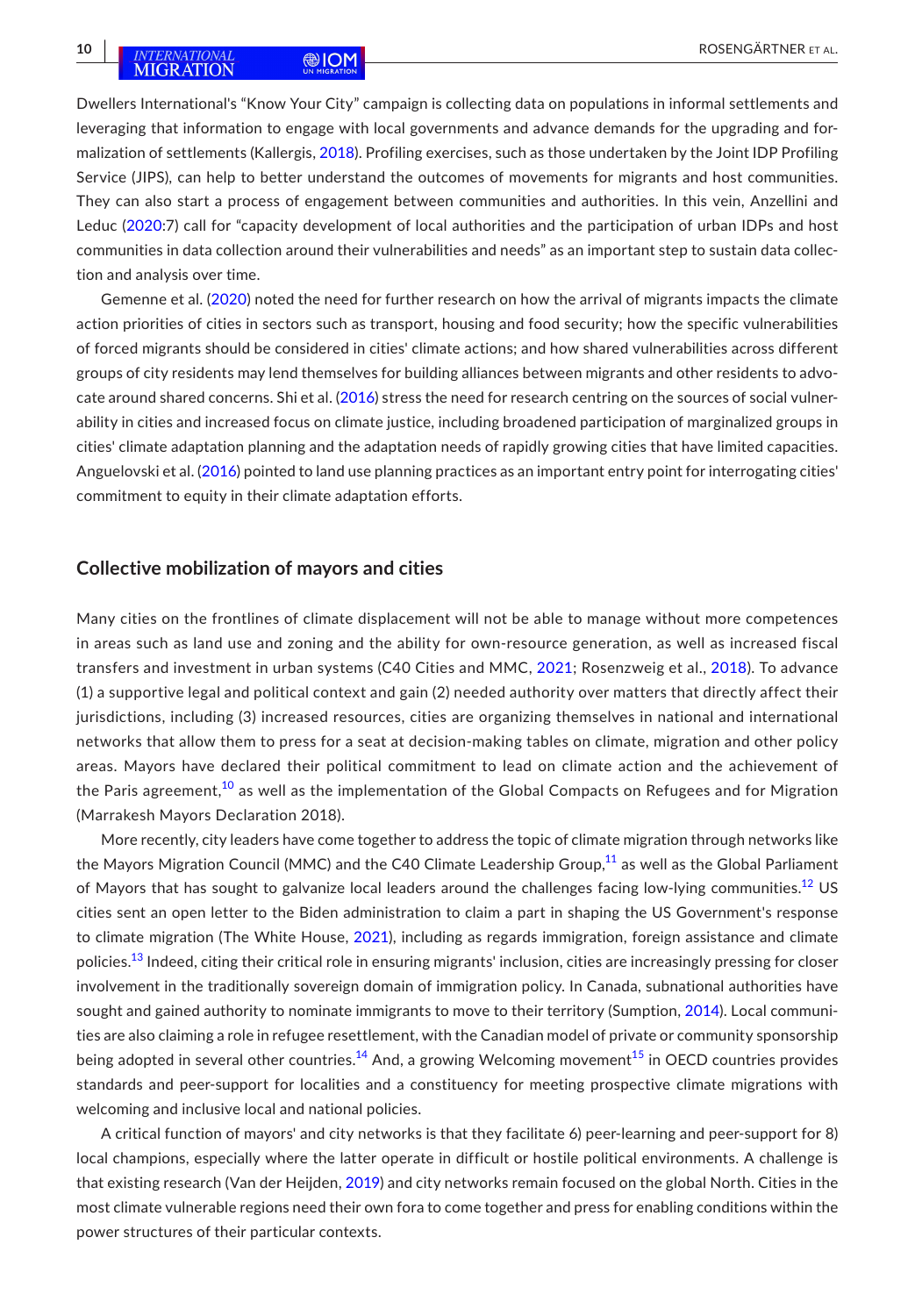Dwellers International's "Know Your City" campaign is collecting data on populations in informal settlements and leveraging that information to engage with local governments and advance demands for the upgrading and formalization of settlements (Kallergis, 2018). Profiling exercises, such as those undertaken by the Joint IDP Profiling Service (JIPS), can help to better understand the outcomes of movements for migrants and host communities. They can also start a process of engagement between communities and authorities. In this vein, Anzellini and Leduc (2020:7) call for "capacity development of local authorities and the participation of urban IDPs and host communities in data collection around their vulnerabilities and needs" as an important step to sustain data collection and analysis over time.

Gemenne et al. (2020) noted the need for further research on how the arrival of migrants impacts the climate action priorities of cities in sectors such as transport, housing and food security; how the specific vulnerabilities of forced migrants should be considered in cities' climate actions; and how shared vulnerabilities across different groups of city residents may lend themselves for building alliances between migrants and other residents to advocate around shared concerns. Shi et al. (2016) stress the need for research centring on the sources of social vulnerability in cities and increased focus on climate justice, including broadened participation of marginalized groups in cities' climate adaptation planning and the adaptation needs of rapidly growing cities that have limited capacities. Anguelovski et al. (2016) pointed to land use planning practices as an important entry point for interrogating cities' commitment to equity in their climate adaptation efforts.

## Collective mobilization of mayors and cities

Many cities on the frontlines of climate displacement will not be able to manage without more competences in areas such as land use and zoning and the ability for own-resource generation, as well as increased fiscal transfers and investment in urban systems (C40 Cities and MMC, 2021; Rosenzweig et al., 2018). To advance (1) a supportive legal and political context and gain (2) needed authority over matters that directly affect their jurisdictions, including (3) increased resources, cities are organizing themselves in national and international networks that allow them to press for a seat at decision-making tables on climate, migration and other policy areas. Mayors have declared their political commitment to lead on climate action and the achievement of the Paris agreement,[10] as well as the implementation of the Global Compacts on Refugees and for Migration (Marrakesh Mayors Declaration 2018).

More recently, city leaders have come together to address the topic of climate migration through networks like the Mayors Migration Council (MMC) and the C40 Climate Leadership Group,[11] as well as the Global Parliament of Mayors that has sought to galvanize local leaders around the challenges facing low-lying communities.[12] US cities sent an open letter to the Biden administration to claim a part in shaping the US Government's response to climate migration (The White House, 2021), including as regards immigration, foreign assistance and climate policies.[13] Indeed, citing their critical role in ensuring migrants' inclusion, cities are increasingly pressing for closer involvement in the traditionally sovereign domain of immigration policy. In Canada, subnational authorities have sought and gained authority to nominate immigrants to move to their territory (Sumption, 2014). Local communities are also claiming a role in refugee resettlement, with the Canadian model of private or community sponsorship being adopted in several other countries.[14] And, a growing Welcoming movement[15] in OECD countries provides standards and peer-support for localities and a constituency for meeting prospective climate migrations with welcoming and inclusive local and national policies.

A critical function of mayors' and city networks is that they facilitate 6) peer-learning and peer-support for 8) local champions, especially where the latter operate in difficult or hostile political environments. A challenge is that existing research (Van der Heijden, 2019) and city networks remain focused on the global North. Cities in the most climate vulnerable regions need their own fora to come together and press for enabling conditions within the power structures of their particular contexts.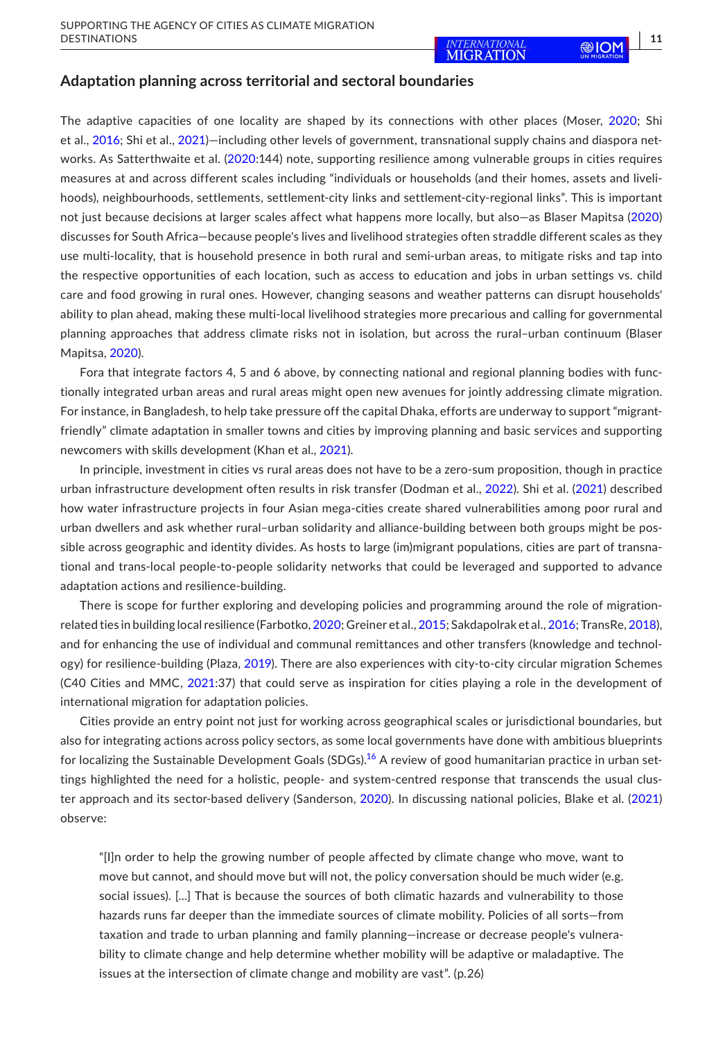## Adaptation planning across territorial and sectoral boundaries

The adaptive capacities of one locality are shaped by its connections with other places (Moser, 2020; Shi et al., 2016; Shi et al., 2021)—including other levels of government, transnational supply chains and diaspora networks. As Satterthwaite et al. (2020:144) note, supporting resilience among vulnerable groups in cities requires measures at and across different scales including "individuals or households (and their homes, assets and livelihoods), neighbourhoods, settlements, settlement-city links and settlement-city-regional links". This is important not just because decisions at larger scales affect what happens more locally, but also—as Blaser Mapitsa (2020) discusses for South Africa—because people's lives and livelihood strategies often straddle different scales as they use multi-locality, that is household presence in both rural and semi-urban areas, to mitigate risks and tap into the respective opportunities of each location, such as access to education and jobs in urban settings vs. child care and food growing in rural ones. However, changing seasons and weather patterns can disrupt households' ability to plan ahead, making these multi-local livelihood strategies more precarious and calling for governmental planning approaches that address climate risks not in isolation, but across the rural–urban continuum (Blaser Mapitsa, 2020).

Fora that integrate factors 4, 5 and 6 above, by connecting national and regional planning bodies with functionally integrated urban areas and rural areas might open new avenues for jointly addressing climate migration. For instance, in Bangladesh, to help take pressure off the capital Dhaka, efforts are underway to support "migrant-friendly" climate adaptation in smaller towns and cities by improving planning and basic services and supporting newcomers with skills development (Khan et al., 2021).

In principle, investment in cities vs rural areas does not have to be a zero-sum proposition, though in practice urban infrastructure development often results in risk transfer (Dodman et al., 2022). Shi et al. (2021) described how water infrastructure projects in four Asian mega-cities create shared vulnerabilities among poor rural and urban dwellers and ask whether rural–urban solidarity and alliance-building between both groups might be possible across geographic and identity divides. As hosts to large (im)migrant populations, cities are part of transnational and trans-local people-to-people solidarity networks that could be leveraged and supported to advance adaptation actions and resilience-building.

There is scope for further exploring and developing policies and programming around the role of migration-related ties in building local resilience (Farbotko, 2020; Greiner et al., 2015; Sakdapolrak et al., 2016; TransRe, 2018), and for enhancing the use of individual and communal remittances and other transfers (knowledge and technology) for resilience-building (Plaza, 2019). There are also experiences with city-to-city circular migration Schemes (C40 Cities and MMC, 2021:37) that could serve as inspiration for cities playing a role in the development of international migration for adaptation policies.

Cities provide an entry point not just for working across geographical scales or jurisdictional boundaries, but also for integrating actions across policy sectors, as some local governments have done with ambitious blueprints for localizing the Sustainable Development Goals (SDGs).[16] A review of good humanitarian practice in urban settings highlighted the need for a holistic, people- and system-centred response that transcends the usual cluster approach and its sector-based delivery (Sanderson, 2020). In discussing national policies, Blake et al. (2021) observe:

> "[I]n order to help the growing number of people affected by climate change who move, want to move but cannot, and should move but will not, the policy conversation should be much wider (e.g. social issues). [...] That is because the sources of both climatic hazards and vulnerability to those hazards runs far deeper than the immediate sources of climate mobility. Policies of all sorts—from taxation and trade to urban planning and family planning—increase or decrease people's vulnerability to climate change and help determine whether mobility will be adaptive or maladaptive. The issues at the intersection of climate change and mobility are vast". (p.26)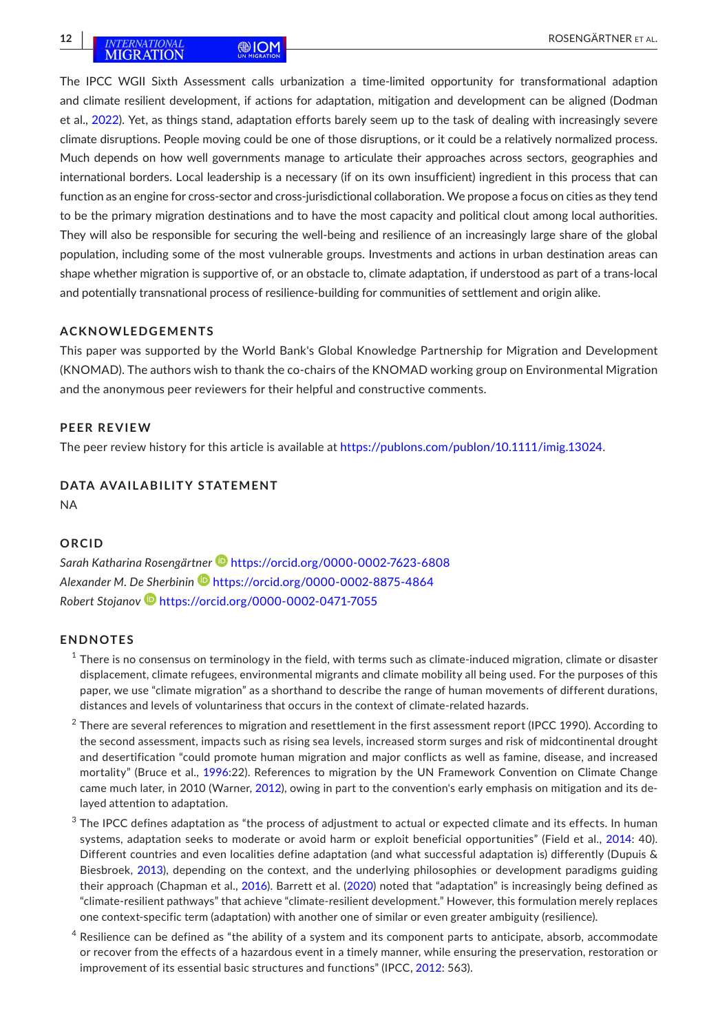The IPCC WGII Sixth Assessment calls urbanization a time-limited opportunity for transformational adaption and climate resilient development, if actions for adaptation, mitigation and development can be aligned (Dodman et al., 2022). Yet, as things stand, adaptation efforts barely seem up to the task of dealing with increasingly severe climate disruptions. People moving could be one of those disruptions, or it could be a relatively normalized process. Much depends on how well governments manage to articulate their approaches across sectors, geographies and international borders. Local leadership is a necessary (if on its own insufficient) ingredient in this process that can function as an engine for cross-sector and cross-jurisdictional collaboration. We propose a focus on cities as they tend to be the primary migration destinations and to have the most capacity and political clout among local authorities. They will also be responsible for securing the well-being and resilience of an increasingly large share of the global population, including some of the most vulnerable groups. Investments and actions in urban destination areas can shape whether migration is supportive of, or an obstacle to, climate adaptation, if understood as part of a trans-local and potentially transnational process of resilience-building for communities of settlement and origin alike.

## ACKNOWLEDGEMENTS

This paper was supported by the World Bank's Global Knowledge Partnership for Migration and Development (KNOMAD). The authors wish to thank the co-chairs of the KNOMAD working group on Environmental Migration and the anonymous peer reviewers for their helpful and constructive comments.

## PEER REVIEW

The peer review history for this article is available at https://publons.com/publon/10.1111/imig.13024.

## DATA AVAILABILITY STATEMENT

NA

## ORCID

*Sarah Katharina Rosengärtner* https://orcid.org/0000-0002-7623-6808
*Alexander M. De Sherbinin* https://orcid.org/0000-0002-8875-4864
*Robert Stojanov* https://orcid.org/0000-0002-0471-7055

## ENDNOTES

[1] There is no consensus on terminology in the field, with terms such as climate-induced migration, climate or disaster displacement, climate refugees, environmental migrants and climate mobility all being used. For the purposes of this paper, we use "climate migration" as a shorthand to describe the range of human movements of different durations, distances and levels of voluntariness that occurs in the context of climate-related hazards.

[2] There are several references to migration and resettlement in the first assessment report (IPCC 1990). According to the second assessment, impacts such as rising sea levels, increased storm surges and risk of midcontinental drought and desertification "could promote human migration and major conflicts as well as famine, disease, and increased mortality" (Bruce et al., 1996:22). References to migration by the UN Framework Convention on Climate Change came much later, in 2010 (Warner, 2012), owing in part to the convention's early emphasis on mitigation and its delayed attention to adaptation.

[3] The IPCC defines adaptation as "the process of adjustment to actual or expected climate and its effects. In human systems, adaptation seeks to moderate or avoid harm or exploit beneficial opportunities" (Field et al., 2014: 40). Different countries and even localities define adaptation (and what successful adaptation is) differently (Dupuis & Biesbroek, 2013), depending on the context, and the underlying philosophies or development paradigms guiding their approach (Chapman et al., 2016). Barrett et al. (2020) noted that "adaptation" is increasingly being defined as "climate-resilient pathways" that achieve "climate-resilient development." However, this formulation merely replaces one context-specific term (adaptation) with another one of similar or even greater ambiguity (resilience).

[4] Resilience can be defined as "the ability of a system and its component parts to anticipate, absorb, accommodate or recover from the effects of a hazardous event in a timely manner, while ensuring the preservation, restoration or improvement of its essential basic structures and functions" (IPCC, 2012: 563).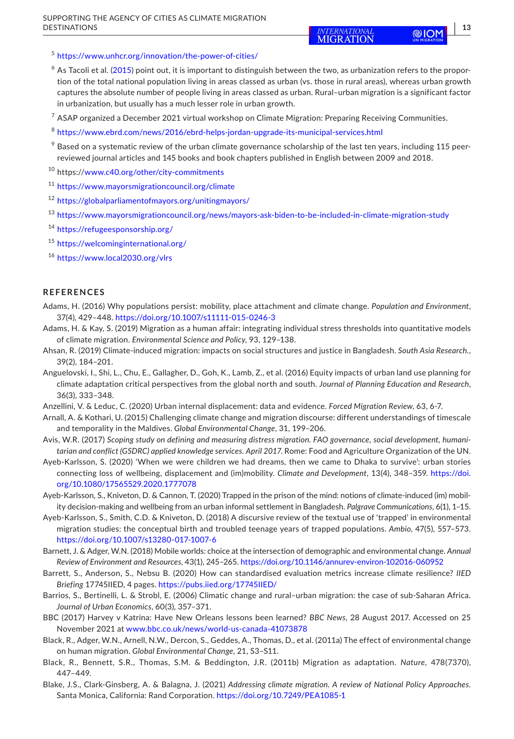[5] https://www.unhcr.org/innovation/the-power-of-cities/

[6] As Tacoli et al. (2015) point out, it is important to distinguish between the two, as urbanization refers to the proportion of the total national population living in areas classed as urban (vs. those in rural areas), whereas urban growth captures the absolute number of people living in areas classed as urban. Rural–urban migration is a significant factor in urbanization, but usually has a much lesser role in urban growth.

[7] ASAP organized a December 2021 virtual workshop on Climate Migration: Preparing Receiving Communities.

[8] https://www.ebrd.com/news/2016/ebrd-helps-jordan-upgrade-its-municipal-services.html

[9] Based on a systematic review of the urban climate governance scholarship of the last ten years, including 115 peer-reviewed journal articles and 145 books and book chapters published in English between 2009 and 2018.

[10] https://www.c40.org/other/city-commitments

[11] https://www.mayorsmigrationcouncil.org/climate

[12] https://globalparliamentofmayors.org/unitingmayors/

[13] https://www.mayorsmigrationcouncil.org/news/mayors-ask-biden-to-be-included-in-climate-migration-study

[14] https://refugeesponsorship.org/

[15] https://welcominginternational.org/

[16] https://www.local2030.org/vlrs

## REFERENCES

Adams, H. (2016) Why populations persist: mobility, place attachment and climate change. *Population and Environment*, 37(4), 429–448. https://doi.org/10.1007/s11111-015-0246-3

Adams, H. & Kay, S. (2019) Migration as a human affair: integrating individual stress thresholds into quantitative models of climate migration. *Environmental Science and Policy*, 93, 129–138.

Ahsan, R. (2019) Climate-induced migration: impacts on social structures and justice in Bangladesh. *South Asia Research.*, 39(2), 184–201.

Anguelovski, I., Shi, L., Chu, E., Gallagher, D., Goh, K., Lamb, Z., et al. (2016) Equity impacts of urban land use planning for climate adaptation critical perspectives from the global north and south. *Journal of Planning Education and Research*, 36(3), 333–348.

Anzellini, V. & Leduc, C. (2020) Urban internal displacement: data and evidence. *Forced Migration Review*, 63, 6-7.

Arnall, A. & Kothari, U. (2015) Challenging climate change and migration discourse: different understandings of timescale and temporality in the Maldives. *Global Environmental Change*, 31, 199–206.

Avis, W.R. (2017) *Scoping study on defining and measuring distress migration. FAO governance, social development, humanitarian and conflict (GSDRC) applied knowledge services. April 2017*. Rome: Food and Agriculture Organization of the UN.

Ayeb-Karlsson, S. (2020) 'When we were children we had dreams, then we came to Dhaka to survive': urban stories connecting loss of wellbeing, displacement and (im)mobility. *Climate and Development*, 13(4), 348–359. https://doi.org/10.1080/17565529.2020.1777078

Ayeb-Karlsson, S., Kniveton, D. & Cannon, T. (2020) Trapped in the prison of the mind: notions of climate-induced (im) mobility decision-making and wellbeing from an urban informal settlement in Bangladesh. *Palgrave Communications*, 6(1), 1–15.

Ayeb-Karlsson, S., Smith, C.D. & Kniveton, D. (2018) A discursive review of the textual use of 'trapped' in environmental migration studies: the conceptual birth and troubled teenage years of trapped populations. *Ambio*, 47(5), 557–573. https://doi.org/10.1007/s13280-017-1007-6

Barnett, J. & Adger, W.N. (2018) Mobile worlds: choice at the intersection of demographic and environmental change. *Annual Review of Environment and Resources*, 43(1), 245–265. https://doi.org/10.1146/annurev-environ-102016-060952

Barrett, S., Anderson, S., Nebsu B. (2020) How can standardised evaluation metrics increase climate resilience? *IIED Briefing* 17745IIED, 4 pages. https://pubs.iied.org/17745IIED/

Barrios, S., Bertinelli, L. & Strobl, E. (2006) Climatic change and rural–urban migration: the case of sub-Saharan Africa. *Journal of Urban Economics*, 60(3), 357–371.

BBC (2017) Harvey v Katrina: Have New Orleans lessons been learned? *BBC News*, 28 August 2017. Accessed on 25 November 2021 at www.bbc.co.uk/news/world-us-canada-41073878

Black, R., Adger, W.N., Arnell, N.W., Dercon, S., Geddes, A., Thomas, D., et al. (2011a) The effect of environmental change on human migration. *Global Environmental Change*, 21, S3–S11.

Black, R., Bennett, S.R., Thomas, S.M. & Beddington, J.R. (2011b) Migration as adaptation. *Nature*, 478(7370), 447–449.

Blake, J.S., Clark-Ginsberg, A. & Balagna, J. (2021) *Addressing climate migration. A review of National Policy Approaches*. Santa Monica, California: Rand Corporation. https://doi.org/10.7249/PEA1085-1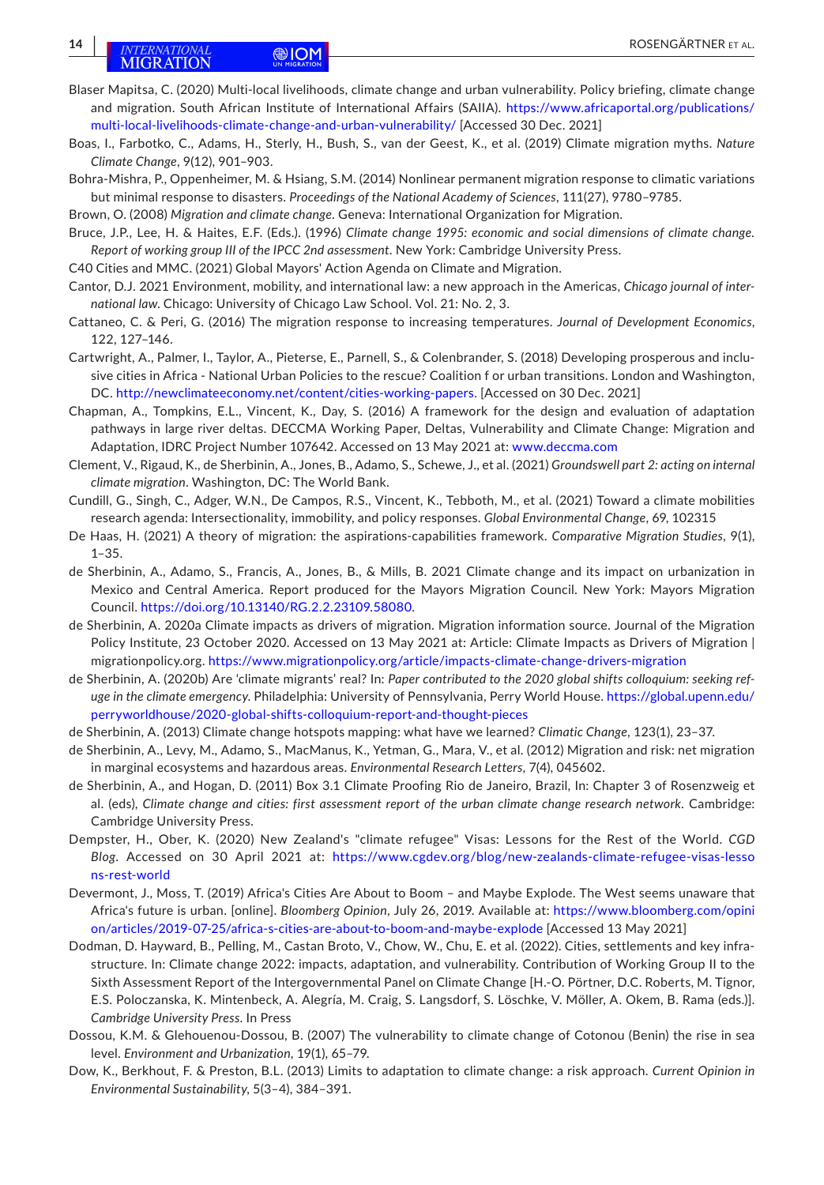Blaser Mapitsa, C. (2020) Multi-local livelihoods, climate change and urban vulnerability. Policy briefing, climate change and migration. South African Institute of International Affairs (SAIIA). https://www.africaportal.org/publications/multi-local-livelihoods-climate-change-and-urban-vulnerability/ [Accessed 30 Dec. 2021]

Boas, I., Farbotko, C., Adams, H., Sterly, H., Bush, S., van der Geest, K., et al. (2019) Climate migration myths. *Nature Climate Change*, 9(12), 901–903.

Bohra-Mishra, P., Oppenheimer, M. & Hsiang, S.M. (2014) Nonlinear permanent migration response to climatic variations but minimal response to disasters. *Proceedings of the National Academy of Sciences*, 111(27), 9780–9785.

Brown, O. (2008) *Migration and climate change*. Geneva: International Organization for Migration.

Bruce, J.P., Lee, H. & Haites, E.F. (Eds.). (1996) *Climate change 1995: economic and social dimensions of climate change. Report of working group III of the IPCC 2nd assessment*. New York: Cambridge University Press.

C40 Cities and MMC. (2021) Global Mayors' Action Agenda on Climate and Migration.

Cantor, D.J. 2021 Environment, mobility, and international law: a new approach in the Americas, *Chicago journal of international law*. Chicago: University of Chicago Law School. Vol. 21: No. 2, 3.

Cattaneo, C. & Peri, G. (2016) The migration response to increasing temperatures. *Journal of Development Economics*, 122, 127–146.

Cartwright, A., Palmer, I., Taylor, A., Pieterse, E., Parnell, S., & Colenbrander, S. (2018) Developing prosperous and inclusive cities in Africa - National Urban Policies to the rescue? Coalition f or urban transitions. London and Washington, DC. http://newclimateeconomy.net/content/cities-working-papers. [Accessed on 30 Dec. 2021]

Chapman, A., Tompkins, E.L., Vincent, K., Day, S. (2016) A framework for the design and evaluation of adaptation pathways in large river deltas. DECCMA Working Paper, Deltas, Vulnerability and Climate Change: Migration and Adaptation, IDRC Project Number 107642. Accessed on 13 May 2021 at: www.deccma.com

Clement, V., Rigaud, K., de Sherbinin, A., Jones, B., Adamo, S., Schewe, J., et al. (2021) *Groundswell part 2: acting on internal climate migration*. Washington, DC: The World Bank.

Cundill, G., Singh, C., Adger, W.N., De Campos, R.S., Vincent, K., Tebboth, M., et al. (2021) Toward a climate mobilities research agenda: Intersectionality, immobility, and policy responses. *Global Environmental Change*, 69, 102315

De Haas, H. (2021) A theory of migration: the aspirations-capabilities framework. *Comparative Migration Studies*, 9(1), 1–35.

de Sherbinin, A., Adamo, S., Francis, A., Jones, B., & Mills, B. 2021 Climate change and its impact on urbanization in Mexico and Central America. Report produced for the Mayors Migration Council. New York: Mayors Migration Council. https://doi.org/10.13140/RG.2.2.23109.58080.

de Sherbinin, A. 2020a Climate impacts as drivers of migration. Migration information source. Journal of the Migration Policy Institute, 23 October 2020. Accessed on 13 May 2021 at: Article: Climate Impacts as Drivers of Migration | migrationpolicy.org. https://www.migrationpolicy.org/article/impacts-climate-change-drivers-migration

de Sherbinin, A. (2020b) Are 'climate migrants' real? In: *Paper contributed to the 2020 global shifts colloquium: seeking refuge in the climate emergency*. Philadelphia: University of Pennsylvania, Perry World House. https://global.upenn.edu/perryworldhouse/2020-global-shifts-colloquium-report-and-thought-pieces

de Sherbinin, A. (2013) Climate change hotspots mapping: what have we learned? *Climatic Change*, 123(1), 23–37.

de Sherbinin, A., Levy, M., Adamo, S., MacManus, K., Yetman, G., Mara, V., et al. (2012) Migration and risk: net migration in marginal ecosystems and hazardous areas. *Environmental Research Letters*, 7(4), 045602.

de Sherbinin, A., and Hogan, D. (2011) Box 3.1 Climate Proofing Rio de Janeiro, Brazil, In: Chapter 3 of Rosenzweig et al. (eds), *Climate change and cities: first assessment report of the urban climate change research network*. Cambridge: Cambridge University Press.

Dempster, H., Ober, K. (2020) New Zealand's "climate refugee" Visas: Lessons for the Rest of the World. *CGD Blog*. Accessed on 30 April 2021 at: https://www.cgdev.org/blog/new-zealands-climate-refugee-visas-lessons-rest-world

Devermont, J., Moss, T. (2019) Africa's Cities Are About to Boom – and Maybe Explode. The West seems unaware that Africa's future is urban. [online]. *Bloomberg Opinion*, July 26, 2019. Available at: https://www.bloomberg.com/opinion/articles/2019-07-25/africa-s-cities-are-about-to-boom-and-maybe-explode [Accessed 13 May 2021]

Dodman, D. Hayward, B., Pelling, M., Castan Broto, V., Chow, W., Chu, E. et al. (2022). Cities, settlements and key infrastructure. In: Climate change 2022: impacts, adaptation, and vulnerability. Contribution of Working Group II to the Sixth Assessment Report of the Intergovernmental Panel on Climate Change [H.-O. Pörtner, D.C. Roberts, M. Tignor, E.S. Poloczanska, K. Mintenbeck, A. Alegría, M. Craig, S. Langsdorf, S. Löschke, V. Möller, A. Okem, B. Rama (eds.)]. *Cambridge University Press*. In Press

Dossou, K.M. & Glehouenou-Dossou, B. (2007) The vulnerability to climate change of Cotonou (Benin) the rise in sea level. *Environment and Urbanization*, 19(1), 65–79.

Dow, K., Berkhout, F. & Preston, B.L. (2013) Limits to adaptation to climate change: a risk approach. *Current Opinion in Environmental Sustainability*, 5(3–4), 384–391.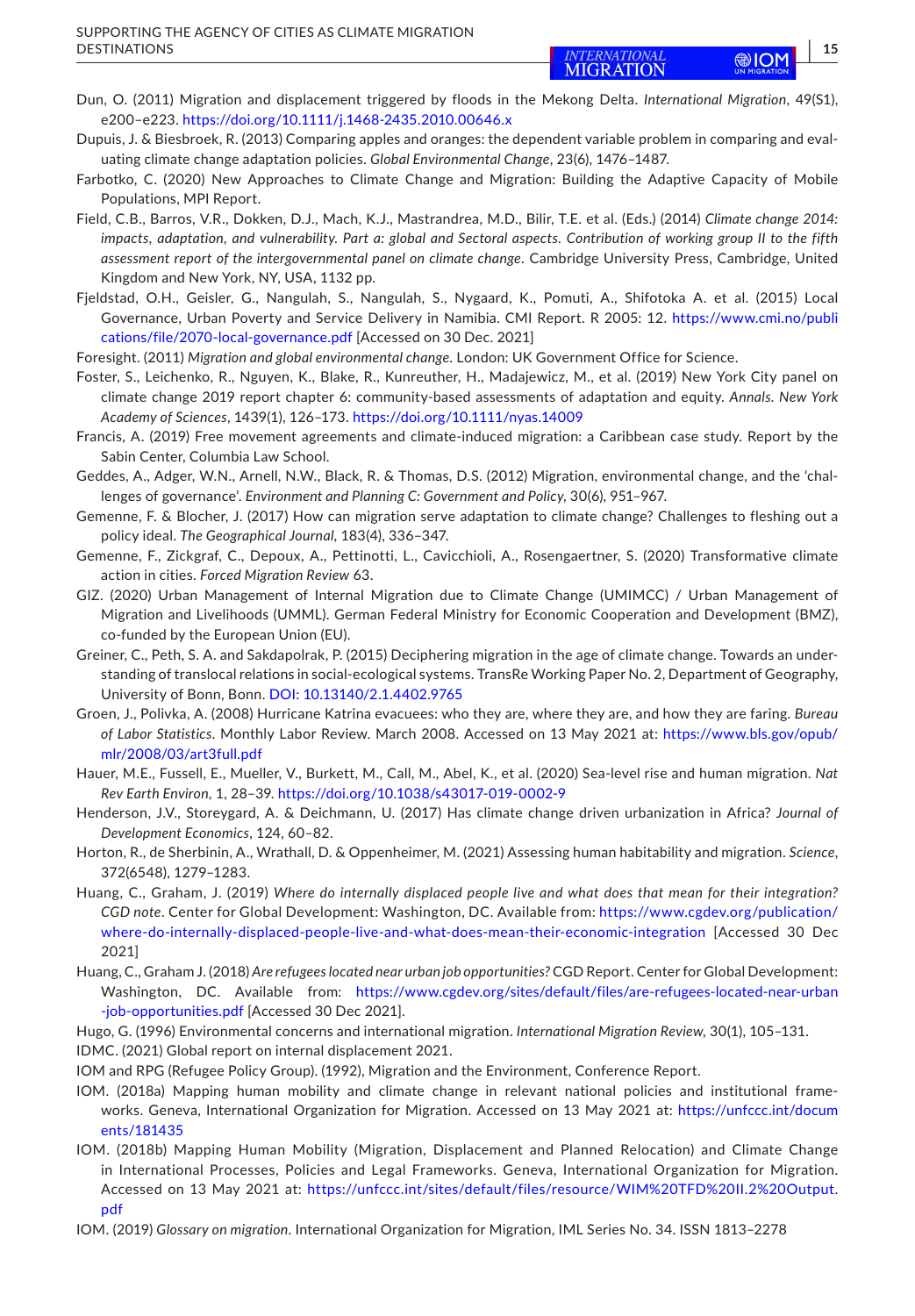Dun, O. (2011) Migration and displacement triggered by floods in the Mekong Delta. *International Migration*, 49(S1), e200–e223. https://doi.org/10.1111/j.1468-2435.2010.00646.x

Dupuis, J. & Biesbroek, R. (2013) Comparing apples and oranges: the dependent variable problem in comparing and evaluating climate change adaptation policies. *Global Environmental Change*, 23(6), 1476–1487.

Farbotko, C. (2020) New Approaches to Climate Change and Migration: Building the Adaptive Capacity of Mobile Populations, MPI Report.

Field, C.B., Barros, V.R., Dokken, D.J., Mach, K.J., Mastrandrea, M.D., Bilir, T.E. et al. (Eds.) (2014) *Climate change 2014: impacts, adaptation, and vulnerability. Part a: global and Sectoral aspects. Contribution of working group II to the fifth assessment report of the intergovernmental panel on climate change*. Cambridge University Press, Cambridge, United Kingdom and New York, NY, USA, 1132 pp.

Fjeldstad, O.H., Geisler, G., Nangulah, S., Nangulah, S., Nygaard, K., Pomuti, A., Shifotoka A. et al. (2015) Local Governance, Urban Poverty and Service Delivery in Namibia. CMI Report. R 2005: 12. https://www.cmi.no/publications/file/2070-local-governance.pdf [Accessed on 30 Dec. 2021]

Foresight. (2011) *Migration and global environmental change*. London: UK Government Office for Science.

Foster, S., Leichenko, R., Nguyen, K., Blake, R., Kunreuther, H., Madajewicz, M., et al. (2019) New York City panel on climate change 2019 report chapter 6: community-based assessments of adaptation and equity. *Annals. New York Academy of Sciences*, 1439(1), 126–173. https://doi.org/10.1111/nyas.14009

Francis, A. (2019) Free movement agreements and climate-induced migration: a Caribbean case study. Report by the Sabin Center, Columbia Law School.

Geddes, A., Adger, W.N., Arnell, N.W., Black, R. & Thomas, D.S. (2012) Migration, environmental change, and the 'challenges of governance'. *Environment and Planning C: Government and Policy*, 30(6), 951–967.

Gemenne, F. & Blocher, J. (2017) How can migration serve adaptation to climate change? Challenges to fleshing out a policy ideal. *The Geographical Journal*, 183(4), 336–347.

Gemenne, F., Zickgraf, C., Depoux, A., Pettinotti, L., Cavicchioli, A., Rosengaertner, S. (2020) Transformative climate action in cities. *Forced Migration Review* 63.

GIZ. (2020) Urban Management of Internal Migration due to Climate Change (UMIMCC) / Urban Management of Migration and Livelihoods (UMML). German Federal Ministry for Economic Cooperation and Development (BMZ), co-funded by the European Union (EU).

Greiner, C., Peth, S. A. and Sakdapolrak, P. (2015) Deciphering migration in the age of climate change. Towards an understanding of translocal relations in social-ecological systems. TransRe Working Paper No. 2, Department of Geography, University of Bonn, Bonn. DOI: 10.13140/2.1.4402.9765

Groen, J., Polivka, A. (2008) Hurricane Katrina evacuees: who they are, where they are, and how they are faring. *Bureau of Labor Statistics*. Monthly Labor Review. March 2008. Accessed on 13 May 2021 at: https://www.bls.gov/opub/mlr/2008/03/art3full.pdf

Hauer, M.E., Fussell, E., Mueller, V., Burkett, M., Call, M., Abel, K., et al. (2020) Sea-level rise and human migration. *Nat Rev Earth Environ*, 1, 28–39. https://doi.org/10.1038/s43017-019-0002-9

Henderson, J.V., Storeygard, A. & Deichmann, U. (2017) Has climate change driven urbanization in Africa? *Journal of Development Economics*, 124, 60–82.

Horton, R., de Sherbinin, A., Wrathall, D. & Oppenheimer, M. (2021) Assessing human habitability and migration. *Science*, 372(6548), 1279–1283.

Huang, C., Graham, J. (2019) *Where do internally displaced people live and what does that mean for their integration? CGD note*. Center for Global Development: Washington, DC. Available from: https://www.cgdev.org/publication/where-do-internally-displaced-people-live-and-what-does-mean-their-economic-integration [Accessed 30 Dec 2021]

Huang, C., Graham J. (2018) *Are refugees located near urban job opportunities?* CGD Report. Center for Global Development: Washington, DC. Available from: https://www.cgdev.org/sites/default/files/are-refugees-located-near-urban-job-opportunities.pdf [Accessed 30 Dec 2021].

Hugo, G. (1996) Environmental concerns and international migration. *International Migration Review*, 30(1), 105–131.

IDMC. (2021) Global report on internal displacement 2021.

IOM and RPG (Refugee Policy Group). (1992), Migration and the Environment, Conference Report.

IOM. (2018a) Mapping human mobility and climate change in relevant national policies and institutional frameworks. Geneva, International Organization for Migration. Accessed on 13 May 2021 at: https://unfccc.int/documents/181435

IOM. (2018b) Mapping Human Mobility (Migration, Displacement and Planned Relocation) and Climate Change in International Processes, Policies and Legal Frameworks. Geneva, International Organization for Migration. Accessed on 13 May 2021 at: https://unfccc.int/sites/default/files/resource/WIM%20TFD%20II.2%20Output.pdf

IOM. (2019) *Glossary on migration*. International Organization for Migration, IML Series No. 34. ISSN 1813–2278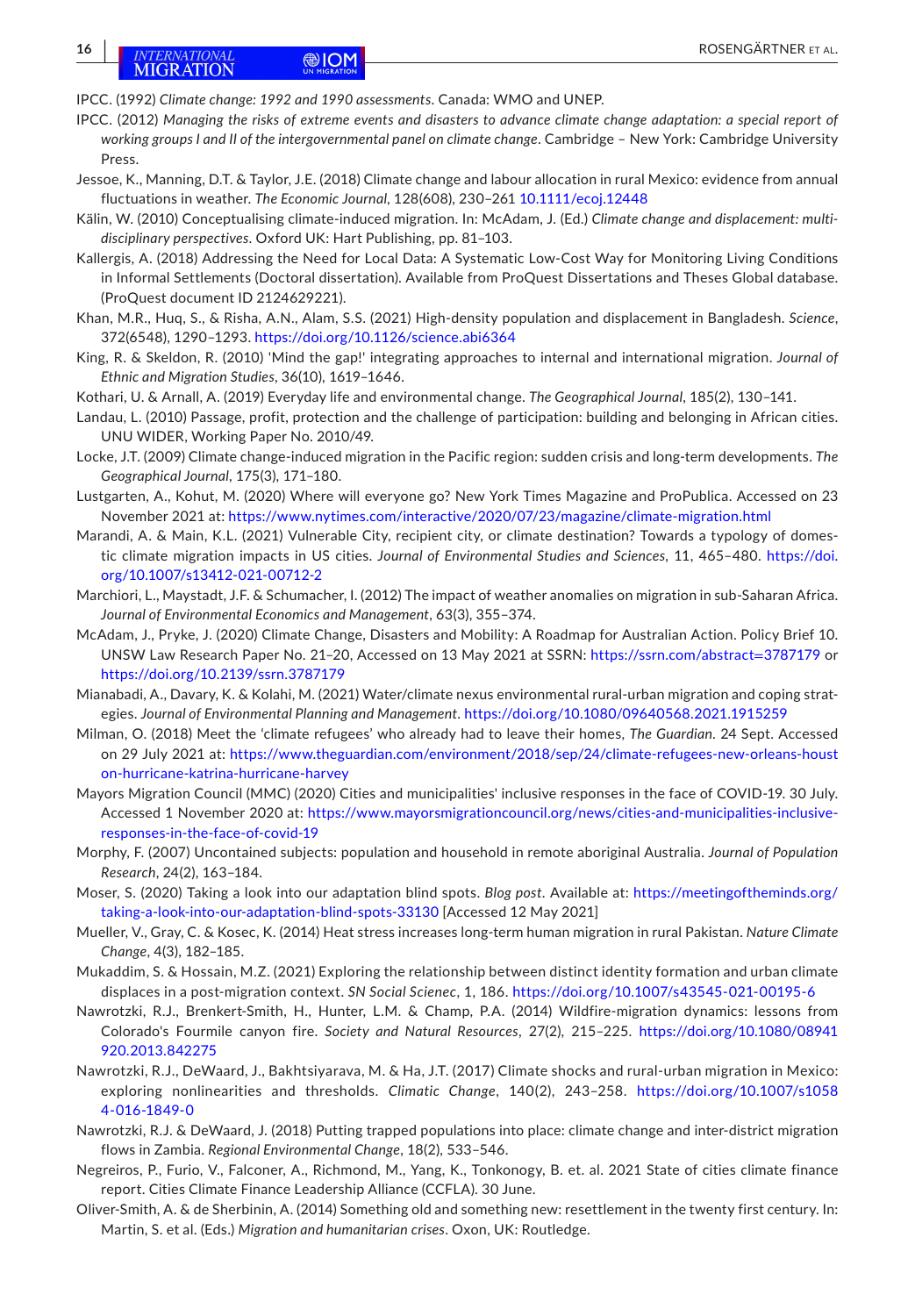IPCC. (1992) *Climate change: 1992 and 1990 assessments*. Canada: WMO and UNEP.

IPCC. (2012) *Managing the risks of extreme events and disasters to advance climate change adaptation: a special report of working groups I and II of the intergovernmental panel on climate change*. Cambridge – New York: Cambridge University Press.

Jessoe, K., Manning, D.T. & Taylor, J.E. (2018) Climate change and labour allocation in rural Mexico: evidence from annual fluctuations in weather. *The Economic Journal*, 128(608), 230–261 10.1111/ecoj.12448

Kälin, W. (2010) Conceptualising climate-induced migration. In: McAdam, J. (Ed.) *Climate change and displacement: multidisciplinary perspectives*. Oxford UK: Hart Publishing, pp. 81–103.

Kallergis, A. (2018) Addressing the Need for Local Data: A Systematic Low-Cost Way for Monitoring Living Conditions in Informal Settlements (Doctoral dissertation). Available from ProQuest Dissertations and Theses Global database. (ProQuest document ID 2124629221).

Khan, M.R., Huq, S., & Risha, A.N., Alam, S.S. (2021) High-density population and displacement in Bangladesh. *Science*, 372(6548), 1290–1293. https://doi.org/10.1126/science.abi6364

King, R. & Skeldon, R. (2010) 'Mind the gap!' integrating approaches to internal and international migration. *Journal of Ethnic and Migration Studies*, 36(10), 1619–1646.

Kothari, U. & Arnall, A. (2019) Everyday life and environmental change. *The Geographical Journal*, 185(2), 130–141.

Landau, L. (2010) Passage, profit, protection and the challenge of participation: building and belonging in African cities. UNU WIDER, Working Paper No. 2010/49.

Locke, J.T. (2009) Climate change-induced migration in the Pacific region: sudden crisis and long-term developments. *The Geographical Journal*, 175(3), 171–180.

Lustgarten, A., Kohut, M. (2020) Where will everyone go? New York Times Magazine and ProPublica. Accessed on 23 November 2021 at: https://www.nytimes.com/interactive/2020/07/23/magazine/climate-migration.html

Marandi, A. & Main, K.L. (2021) Vulnerable City, recipient city, or climate destination? Towards a typology of domestic climate migration impacts in US cities. *Journal of Environmental Studies and Sciences*, 11, 465–480. https://doi.org/10.1007/s13412-021-00712-2

Marchiori, L., Maystadt, J.F. & Schumacher, I. (2012) The impact of weather anomalies on migration in sub-Saharan Africa. *Journal of Environmental Economics and Management*, 63(3), 355–374.

McAdam, J., Pryke, J. (2020) Climate Change, Disasters and Mobility: A Roadmap for Australian Action. Policy Brief 10. UNSW Law Research Paper No. 21–20, Accessed on 13 May 2021 at SSRN: https://ssrn.com/abstract=3787179 or https://doi.org/10.2139/ssrn.3787179

Mianabadi, A., Davary, K. & Kolahi, M. (2021) Water/climate nexus environmental rural-urban migration and coping strategies. *Journal of Environmental Planning and Management*. https://doi.org/10.1080/09640568.2021.1915259

Milman, O. (2018) Meet the 'climate refugees' who already had to leave their homes, *The Guardian*. 24 Sept. Accessed on 29 July 2021 at: https://www.theguardian.com/environment/2018/sep/24/climate-refugees-new-orleans-houston-hurricane-katrina-hurricane-harvey

Mayors Migration Council (MMC) (2020) Cities and municipalities' inclusive responses in the face of COVID-19. 30 July. Accessed 1 November 2020 at: https://www.mayorsmigrationcouncil.org/news/cities-and-municipalities-inclusive-responses-in-the-face-of-covid-19

Morphy, F. (2007) Uncontained subjects: population and household in remote aboriginal Australia. *Journal of Population Research*, 24(2), 163–184.

Moser, S. (2020) Taking a look into our adaptation blind spots. *Blog post*. Available at: https://meetingoftheminds.org/taking-a-look-into-our-adaptation-blind-spots-33130 [Accessed 12 May 2021]

Mueller, V., Gray, C. & Kosec, K. (2014) Heat stress increases long-term human migration in rural Pakistan. *Nature Climate Change*, 4(3), 182–185.

Mukaddim, S. & Hossain, M.Z. (2021) Exploring the relationship between distinct identity formation and urban climate displaces in a post-migration context. *SN Social Scienec*, 1, 186. https://doi.org/10.1007/s43545-021-00195-6

Nawrotzki, R.J., Brenkert-Smith, H., Hunter, L.M. & Champ, P.A. (2014) Wildfire-migration dynamics: lessons from Colorado's Fourmile canyon fire. *Society and Natural Resources*, 27(2), 215–225. https://doi.org/10.1080/08941920.2013.842275

Nawrotzki, R.J., DeWaard, J., Bakhtsiyarava, M. & Ha, J.T. (2017) Climate shocks and rural-urban migration in Mexico: exploring nonlinearities and thresholds. *Climatic Change*, 140(2), 243–258. https://doi.org/10.1007/s10584-016-1849-0

Nawrotzki, R.J. & DeWaard, J. (2018) Putting trapped populations into place: climate change and inter-district migration flows in Zambia. *Regional Environmental Change*, 18(2), 533–546.

Negreiros, P., Furio, V., Falconer, A., Richmond, M., Yang, K., Tonkonogy, B. et. al. 2021 State of cities climate finance report. Cities Climate Finance Leadership Alliance (CCFLA). 30 June.

Oliver-Smith, A. & de Sherbinin, A. (2014) Something old and something new: resettlement in the twenty first century. In: Martin, S. et al. (Eds.) *Migration and humanitarian crises*. Oxon, UK: Routledge.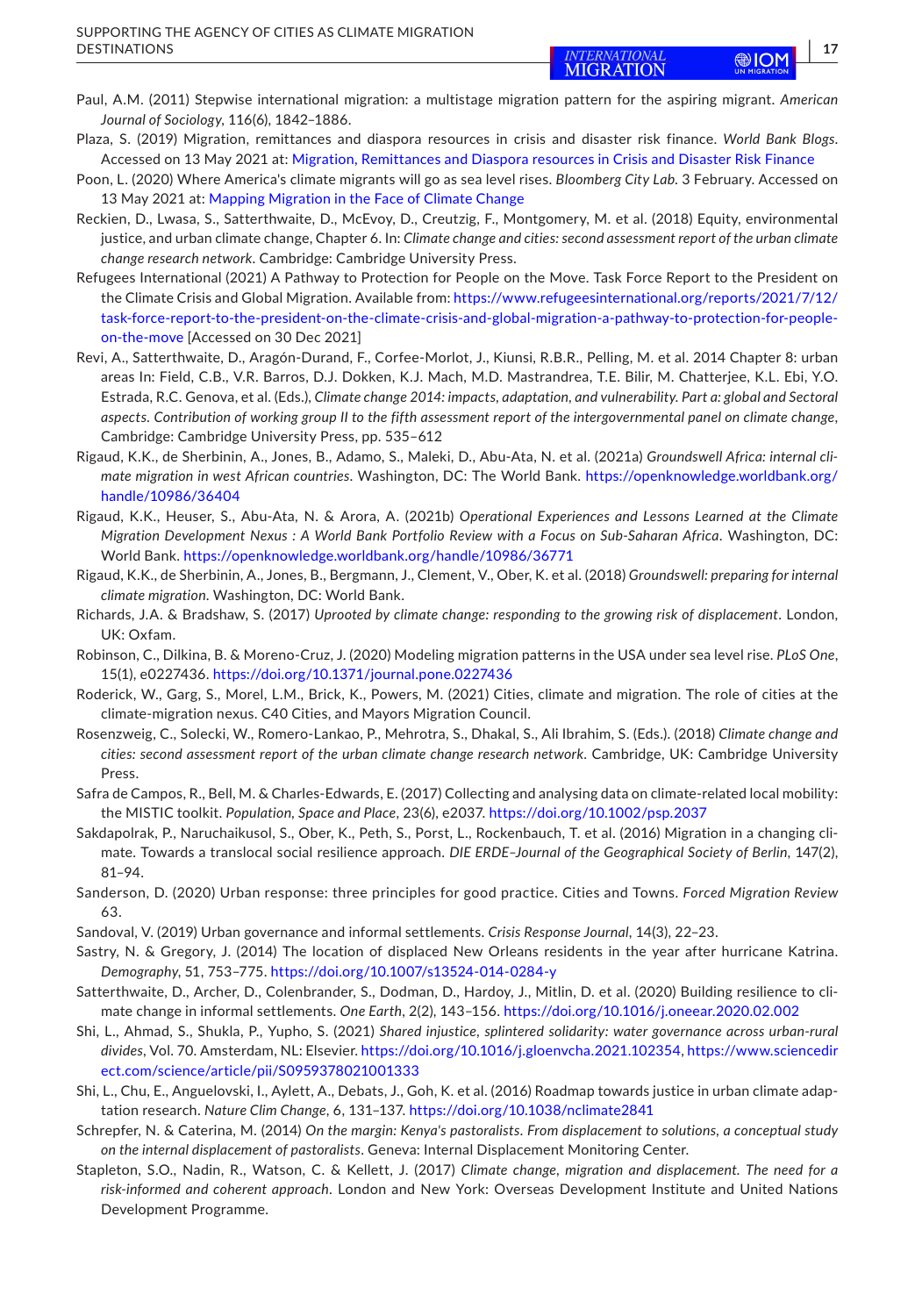Paul, A.M. (2011) Stepwise international migration: a multistage migration pattern for the aspiring migrant. *American Journal of Sociology*, 116(6), 1842–1886.

Plaza, S. (2019) Migration, remittances and diaspora resources in crisis and disaster risk finance. *World Bank Blogs*. Accessed on 13 May 2021 at: Migration, Remittances and Diaspora resources in Crisis and Disaster Risk Finance

Poon, L. (2020) Where America's climate migrants will go as sea level rises. *Bloomberg City Lab*. 3 February. Accessed on 13 May 2021 at: Mapping Migration in the Face of Climate Change

Reckien, D., Lwasa, S., Satterthwaite, D., McEvoy, D., Creutzig, F., Montgomery, M. et al. (2018) Equity, environmental justice, and urban climate change, Chapter 6. In: *Climate change and cities: second assessment report of the urban climate change research network*. Cambridge: Cambridge University Press.

Refugees International (2021) A Pathway to Protection for People on the Move. Task Force Report to the President on the Climate Crisis and Global Migration. Available from: https://www.refugeesinternational.org/reports/2021/7/12/task-force-report-to-the-president-on-the-climate-crisis-and-global-migration-a-pathway-to-protection-for-people-on-the-move [Accessed on 30 Dec 2021]

Revi, A., Satterthwaite, D., Aragón-Durand, F., Corfee-Morlot, J., Kiunsi, R.B.R., Pelling, M. et al. 2014 Chapter 8: urban areas In: Field, C.B., V.R. Barros, D.J. Dokken, K.J. Mach, M.D. Mastrandrea, T.E. Bilir, M. Chatterjee, K.L. Ebi, Y.O. Estrada, R.C. Genova, et al. (Eds.), *Climate change 2014: impacts, adaptation, and vulnerability. Part a: global and Sectoral aspects. Contribution of working group II to the fifth assessment report of the intergovernmental panel on climate change*, Cambridge: Cambridge University Press, pp. 535–612

Rigaud, K.K., de Sherbinin, A., Jones, B., Adamo, S., Maleki, D., Abu-Ata, N. et al. (2021a) *Groundswell Africa: internal climate migration in west African countries*. Washington, DC: The World Bank. https://openknowledge.worldbank.org/handle/10986/36404

Rigaud, K.K., Heuser, S., Abu-Ata, N. & Arora, A. (2021b) *Operational Experiences and Lessons Learned at the Climate Migration Development Nexus : A World Bank Portfolio Review with a Focus on Sub-Saharan Africa*. Washington, DC: World Bank. https://openknowledge.worldbank.org/handle/10986/36771

Rigaud, K.K., de Sherbinin, A., Jones, B., Bergmann, J., Clement, V., Ober, K. et al. (2018) *Groundswell: preparing for internal climate migration*. Washington, DC: World Bank.

Richards, J.A. & Bradshaw, S. (2017) *Uprooted by climate change: responding to the growing risk of displacement*. London, UK: Oxfam.

Robinson, C., Dilkina, B. & Moreno-Cruz, J. (2020) Modeling migration patterns in the USA under sea level rise. *PLoS One*, 15(1), e0227436. https://doi.org/10.1371/journal.pone.0227436

Roderick, W., Garg, S., Morel, L.M., Brick, K., Powers, M. (2021) Cities, climate and migration. The role of cities at the climate-migration nexus. C40 Cities, and Mayors Migration Council.

Rosenzweig, C., Solecki, W., Romero-Lankao, P., Mehrotra, S., Dhakal, S., Ali Ibrahim, S. (Eds.). (2018) *Climate change and cities: second assessment report of the urban climate change research network*. Cambridge, UK: Cambridge University Press.

Safra de Campos, R., Bell, M. & Charles-Edwards, E. (2017) Collecting and analysing data on climate-related local mobility: the MISTIC toolkit. *Population, Space and Place*, 23(6), e2037. https://doi.org/10.1002/psp.2037

Sakdapolrak, P., Naruchaikusol, S., Ober, K., Peth, S., Porst, L., Rockenbauch, T. et al. (2016) Migration in a changing climate. Towards a translocal social resilience approach. *DIE ERDE–Journal of the Geographical Society of Berlin*, 147(2), 81–94.

Sanderson, D. (2020) Urban response: three principles for good practice. Cities and Towns. *Forced Migration Review* 63.

Sandoval, V. (2019) Urban governance and informal settlements. *Crisis Response Journal*, 14(3), 22–23.

Sastry, N. & Gregory, J. (2014) The location of displaced New Orleans residents in the year after hurricane Katrina. *Demography*, 51, 753–775. https://doi.org/10.1007/s13524-014-0284-y

Satterthwaite, D., Archer, D., Colenbrander, S., Dodman, D., Hardoy, J., Mitlin, D. et al. (2020) Building resilience to climate change in informal settlements. *One Earth*, 2(2), 143–156. https://doi.org/10.1016/j.oneear.2020.02.002

Shi, L., Ahmad, S., Shukla, P., Yupho, S. (2021) *Shared injustice, splintered solidarity: water governance across urban-rural divides*, Vol. 70. Amsterdam, NL: Elsevier. https://doi.org/10.1016/j.gloenvcha.2021.102354, https://www.sciencedirect.com/science/article/pii/S0959378021001333

Shi, L., Chu, E., Anguelovski, I., Aylett, A., Debats, J., Goh, K. et al. (2016) Roadmap towards justice in urban climate adaptation research. *Nature Clim Change*, 6, 131–137. https://doi.org/10.1038/nclimate2841

Schrepfer, N. & Caterina, M. (2014) *On the margin: Kenya's pastoralists. From displacement to solutions, a conceptual study on the internal displacement of pastoralists*. Geneva: Internal Displacement Monitoring Center.

Stapleton, S.O., Nadin, R., Watson, C. & Kellett, J. (2017) *Climate change, migration and displacement. The need for a risk-informed and coherent approach*. London and New York: Overseas Development Institute and United Nations Development Programme.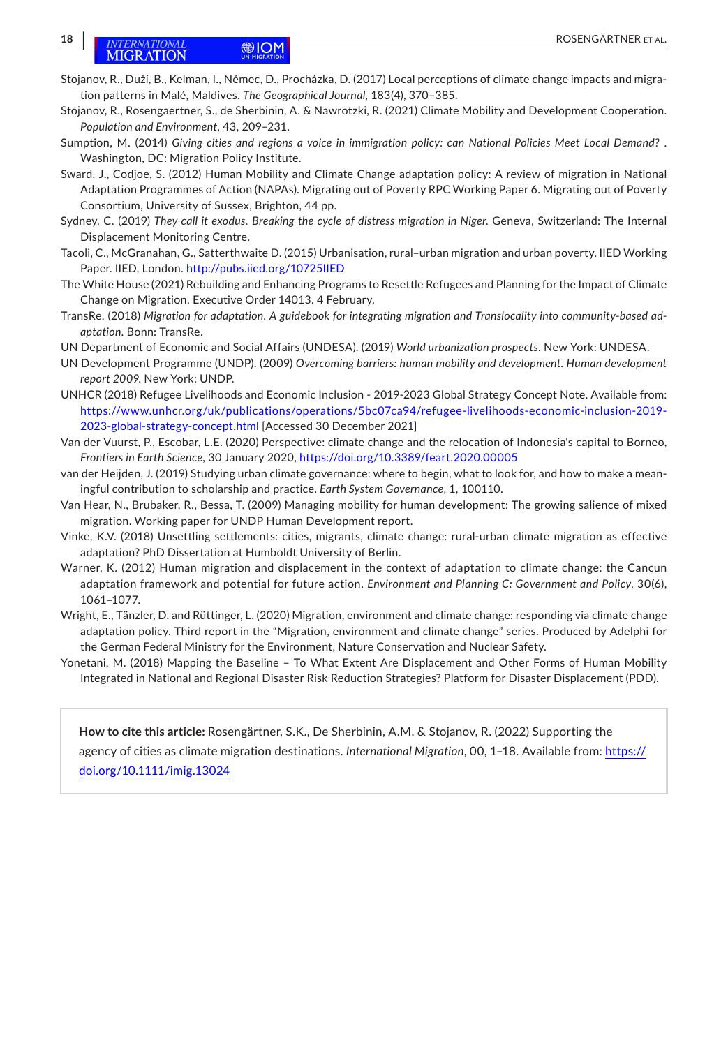Stojanov, R., Duží, B., Kelman, I., Němec, D., Procházka, D. (2017) Local perceptions of climate change impacts and migration patterns in Malé, Maldives. *The Geographical Journal*, 183(4), 370–385.

Stojanov, R., Rosengaertner, S., de Sherbinin, A. & Nawrotzki, R. (2021) Climate Mobility and Development Cooperation. *Population and Environment*, 43, 209–231.

Sumption, M. (2014) *Giving cities and regions a voice in immigration policy: can National Policies Meet Local Demand?* . Washington, DC: Migration Policy Institute.

Sward, J., Codjoe, S. (2012) Human Mobility and Climate Change adaptation policy: A review of migration in National Adaptation Programmes of Action (NAPAs). Migrating out of Poverty RPC Working Paper 6. Migrating out of Poverty Consortium, University of Sussex, Brighton, 44 pp.

Sydney, C. (2019) *They call it exodus. Breaking the cycle of distress migration in Niger.* Geneva, Switzerland: The Internal Displacement Monitoring Centre.

Tacoli, C., McGranahan, G., Satterthwaite D. (2015) Urbanisation, rural–urban migration and urban poverty. IIED Working Paper. IIED, London. http://pubs.iied.org/10725IIED

The White House (2021) Rebuilding and Enhancing Programs to Resettle Refugees and Planning for the Impact of Climate Change on Migration. Executive Order 14013. 4 February.

TransRe. (2018) *Migration for adaptation. A guidebook for integrating migration and Translocality into community-based adaptation.* Bonn: TransRe.

UN Department of Economic and Social Affairs (UNDESA). (2019) *World urbanization prospects*. New York: UNDESA.

UN Development Programme (UNDP). (2009) *Overcoming barriers: human mobility and development. Human development report 2009.* New York: UNDP.

UNHCR (2018) Refugee Livelihoods and Economic Inclusion - 2019-2023 Global Strategy Concept Note. Available from: https://www.unhcr.org/uk/publications/operations/5bc07ca94/refugee-livelihoods-economic-inclusion-2019-2023-global-strategy-concept.html [Accessed 30 December 2021]

Van der Vuurst, P., Escobar, L.E. (2020) Perspective: climate change and the relocation of Indonesia's capital to Borneo, *Frontiers in Earth Science*, 30 January 2020, https://doi.org/10.3389/feart.2020.00005

van der Heijden, J. (2019) Studying urban climate governance: where to begin, what to look for, and how to make a meaningful contribution to scholarship and practice. *Earth System Governance*, 1, 100110.

Van Hear, N., Brubaker, R., Bessa, T. (2009) Managing mobility for human development: The growing salience of mixed migration. Working paper for UNDP Human Development report.

Vinke, K.V. (2018) Unsettling settlements: cities, migrants, climate change: rural-urban climate migration as effective adaptation? PhD Dissertation at Humboldt University of Berlin.

Warner, K. (2012) Human migration and displacement in the context of adaptation to climate change: the Cancun adaptation framework and potential for future action. *Environment and Planning C: Government and Policy*, 30(6), 1061–1077.

Wright, E., Tänzler, D. and Rüttinger, L. (2020) Migration, environment and climate change: responding via climate change adaptation policy. Third report in the "Migration, environment and climate change" series. Produced by Adelphi for the German Federal Ministry for the Environment, Nature Conservation and Nuclear Safety.

Yonetani, M. (2018) Mapping the Baseline – To What Extent Are Displacement and Other Forms of Human Mobility Integrated in National and Regional Disaster Risk Reduction Strategies? Platform for Disaster Displacement (PDD).

**How to cite this article:** Rosengärtner, S.K., De Sherbinin, A.M. & Stojanov, R. (2022) Supporting the agency of cities as climate migration destinations. *International Migration*, 00, 1–18. Available from: https://doi.org/10.1111/imig.13024